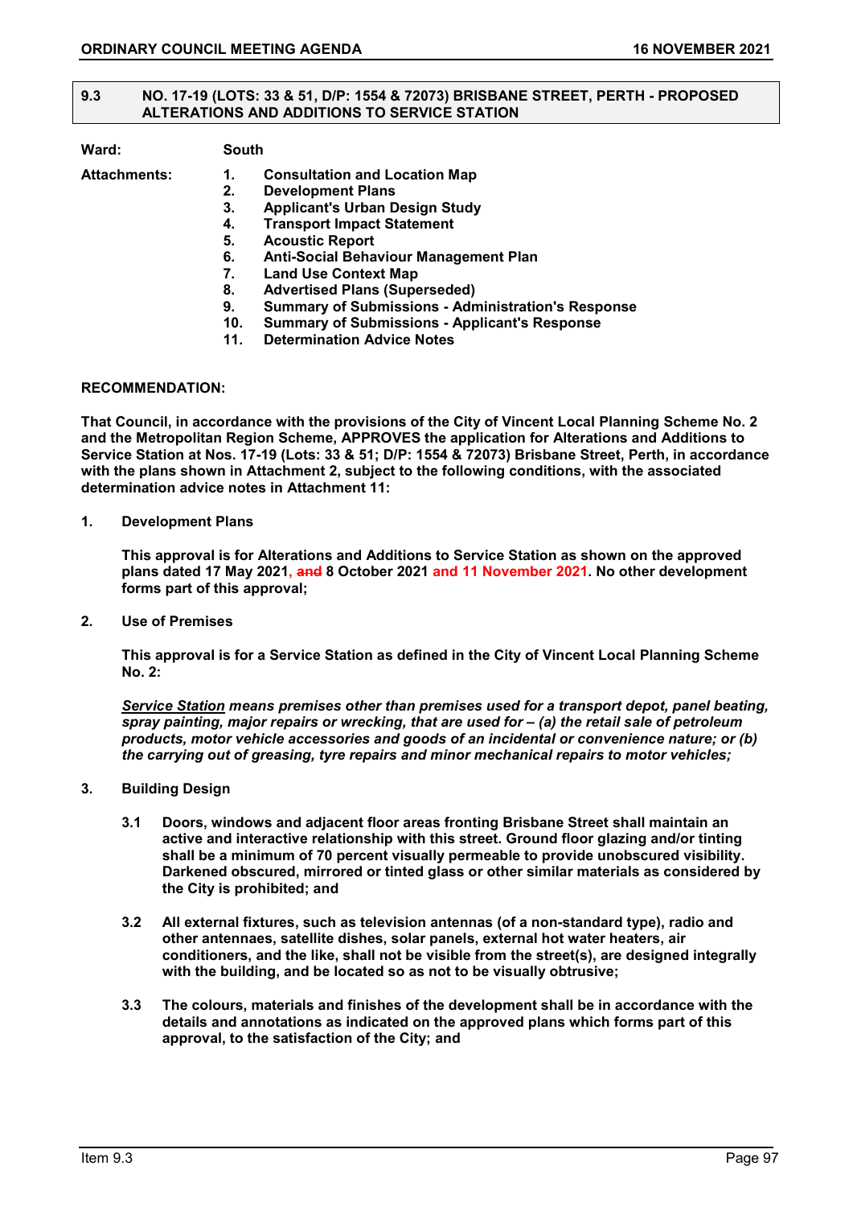## 9.3 NO. 17-19 (LOTS: 33 & 51, D/P: 1554 & 72073) BRISBANE STREET, PERTH - PROPOSED ALTERATIONS AND ADDITIONS TO SERVICE STATION

**Ward:** South

**Attachments:**

1. **Consultation and Location Map**
2. **Development Plans**
3. **Applicant's Urban Design Study**
4. **Transport Impact Statement**
5. **Acoustic Report**
6. **Anti-Social Behaviour Management Plan**
7. **Land Use Context Map**
8. **Advertised Plans (Superseded)**
9. **Summary of Submissions - Administration's Response**
10. **Summary of Submissions - Applicant's Response**
11. **Determination Advice Notes**

**RECOMMENDATION:**

**That Council, in accordance with the provisions of the City of Vincent Local Planning Scheme No. 2 and the Metropolitan Region Scheme, APPROVES the application for Alterations and Additions to Service Station at Nos. 17-19 (Lots: 33 & 51; D/P: 1554 & 72073) Brisbane Street, Perth, in accordance with the plans shown in Attachment 2, subject to the following conditions, with the associated determination advice notes in Attachment 11:**

**1. Development Plans**

**This approval is for Alterations and Additions to Service Station as shown on the approved plans dated 17 May 2021, ~~and~~ 8 October 2021 and 11 November 2021. No other development forms part of this approval;**

**2. Use of Premises**

**This approval is for a Service Station as defined in the City of Vincent Local Planning Scheme No. 2:**

***Service Station* means premises other than premises used for a transport depot, panel beating, spray painting, major repairs or wrecking, that are used for – (a) the retail sale of petroleum products, motor vehicle accessories and goods of an incidental or convenience nature; or (b) the carrying out of greasing, tyre repairs and minor mechanical repairs to motor vehicles;**

**3. Building Design**

**3.1 Doors, windows and adjacent floor areas fronting Brisbane Street shall maintain an active and interactive relationship with this street. Ground floor glazing and/or tinting shall be a minimum of 70 percent visually permeable to provide unobscured visibility. Darkened obscured, mirrored or tinted glass or other similar materials as considered by the City is prohibited; and**

**3.2 All external fixtures, such as television antennas (of a non-standard type), radio and other antennaes, satellite dishes, solar panels, external hot water heaters, air conditioners, and the like, shall not be visible from the street(s), are designed integrally with the building, and be located so as not to be visually obtrusive;**

**3.3 The colours, materials and finishes of the development shall be in accordance with the details and annotations as indicated on the approved plans which forms part of this approval, to the satisfaction of the City; and**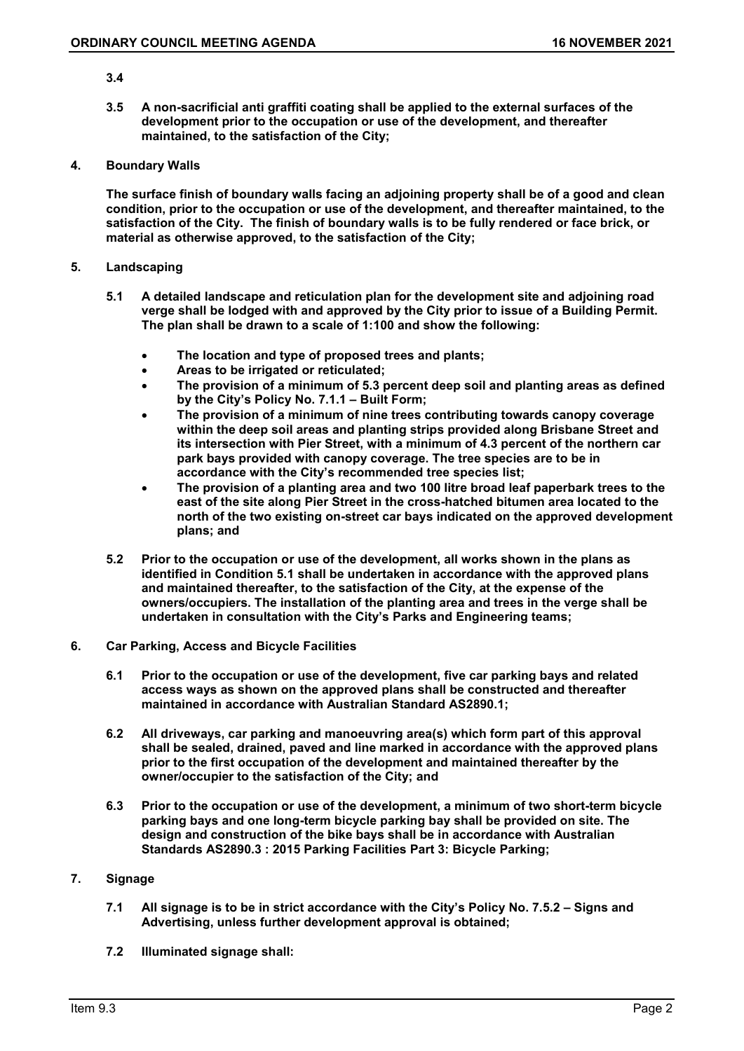**3.4**

**3.5 A non-sacrificial anti graffiti coating shall be applied to the external surfaces of the development prior to the occupation or use of the development, and thereafter maintained, to the satisfaction of the City;**

**4. Boundary Walls**

**The surface finish of boundary walls facing an adjoining property shall be of a good and clean condition, prior to the occupation or use of the development, and thereafter maintained, to the satisfaction of the City. The finish of boundary walls is to be fully rendered or face brick, or material as otherwise approved, to the satisfaction of the City;**

**5. Landscaping**

**5.1 A detailed landscape and reticulation plan for the development site and adjoining road verge shall be lodged with and approved by the City prior to issue of a Building Permit. The plan shall be drawn to a scale of 1:100 and show the following:**

- **The location and type of proposed trees and plants;**
- **Areas to be irrigated or reticulated;**
- **The provision of a minimum of 5.3 percent deep soil and planting areas as defined by the City's Policy No. 7.1.1 – Built Form;**
- **The provision of a minimum of nine trees contributing towards canopy coverage within the deep soil areas and planting strips provided along Brisbane Street and its intersection with Pier Street, with a minimum of 4.3 percent of the northern car park bays provided with canopy coverage. The tree species are to be in accordance with the City's recommended tree species list;**
- **The provision of a planting area and two 100 litre broad leaf paperbark trees to the east of the site along Pier Street in the cross-hatched bitumen area located to the north of the two existing on-street car bays indicated on the approved development plans; and**

**5.2 Prior to the occupation or use of the development, all works shown in the plans as identified in Condition 5.1 shall be undertaken in accordance with the approved plans and maintained thereafter, to the satisfaction of the City, at the expense of the owners/occupiers. The installation of the planting area and trees in the verge shall be undertaken in consultation with the City's Parks and Engineering teams;**

**6. Car Parking, Access and Bicycle Facilities**

**6.1 Prior to the occupation or use of the development, five car parking bays and related access ways as shown on the approved plans shall be constructed and thereafter maintained in accordance with Australian Standard AS2890.1;**

**6.2 All driveways, car parking and manoeuvring area(s) which form part of this approval shall be sealed, drained, paved and line marked in accordance with the approved plans prior to the first occupation of the development and maintained thereafter by the owner/occupier to the satisfaction of the City; and**

**6.3 Prior to the occupation or use of the development, a minimum of two short-term bicycle parking bays and one long-term bicycle parking bay shall be provided on site. The design and construction of the bike bays shall be in accordance with Australian Standards AS2890.3 : 2015 Parking Facilities Part 3: Bicycle Parking;**

**7. Signage**

**7.1 All signage is to be in strict accordance with the City's Policy No. 7.5.2 – Signs and Advertising, unless further development approval is obtained;**

**7.2 Illuminated signage shall:**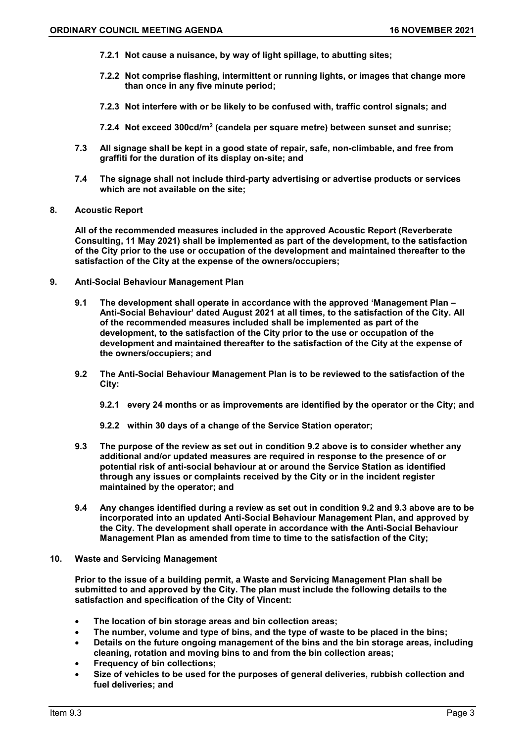**7.2.1 Not cause a nuisance, by way of light spillage, to abutting sites;**

**7.2.2 Not comprise flashing, intermittent or running lights, or images that change more than once in any five minute period;**

**7.2.3 Not interfere with or be likely to be confused with, traffic control signals; and**

**7.2.4 Not exceed 300cd/$m^2$ (candela per square metre) between sunset and sunrise;**

**7.3 All signage shall be kept in a good state of repair, safe, non-climbable, and free from graffiti for the duration of its display on-site; and**

**7.4 The signage shall not include third-party advertising or advertise products or services which are not available on the site;**

**8. Acoustic Report**

**All of the recommended measures included in the approved Acoustic Report (Reverberate Consulting, 11 May 2021) shall be implemented as part of the development, to the satisfaction of the City prior to the use or occupation of the development and maintained thereafter to the satisfaction of the City at the expense of the owners/occupiers;**

**9. Anti-Social Behaviour Management Plan**

**9.1 The development shall operate in accordance with the approved 'Management Plan – Anti-Social Behaviour' dated August 2021 at all times, to the satisfaction of the City. All of the recommended measures included shall be implemented as part of the development, to the satisfaction of the City prior to the use or occupation of the development and maintained thereafter to the satisfaction of the City at the expense of the owners/occupiers; and**

**9.2 The Anti-Social Behaviour Management Plan is to be reviewed to the satisfaction of the City:**

**9.2.1 every 24 months or as improvements are identified by the operator or the City; and**

**9.2.2 within 30 days of a change of the Service Station operator;**

**9.3 The purpose of the review as set out in condition 9.2 above is to consider whether any additional and/or updated measures are required in response to the presence of or potential risk of anti-social behaviour at or around the Service Station as identified through any issues or complaints received by the City or in the incident register maintained by the operator; and**

**9.4 Any changes identified during a review as set out in condition 9.2 and 9.3 above are to be incorporated into an updated Anti-Social Behaviour Management Plan, and approved by the City. The development shall operate in accordance with the Anti-Social Behaviour Management Plan as amended from time to time to the satisfaction of the City;**

**10. Waste and Servicing Management**

**Prior to the issue of a building permit, a Waste and Servicing Management Plan shall be submitted to and approved by the City. The plan must include the following details to the satisfaction and specification of the City of Vincent:**

- **The location of bin storage areas and bin collection areas;**
- **The number, volume and type of bins, and the type of waste to be placed in the bins;**
- **Details on the future ongoing management of the bins and the bin storage areas, including cleaning, rotation and moving bins to and from the bin collection areas;**
- **Frequency of bin collections;**
- **Size of vehicles to be used for the purposes of general deliveries, rubbish collection and fuel deliveries; and**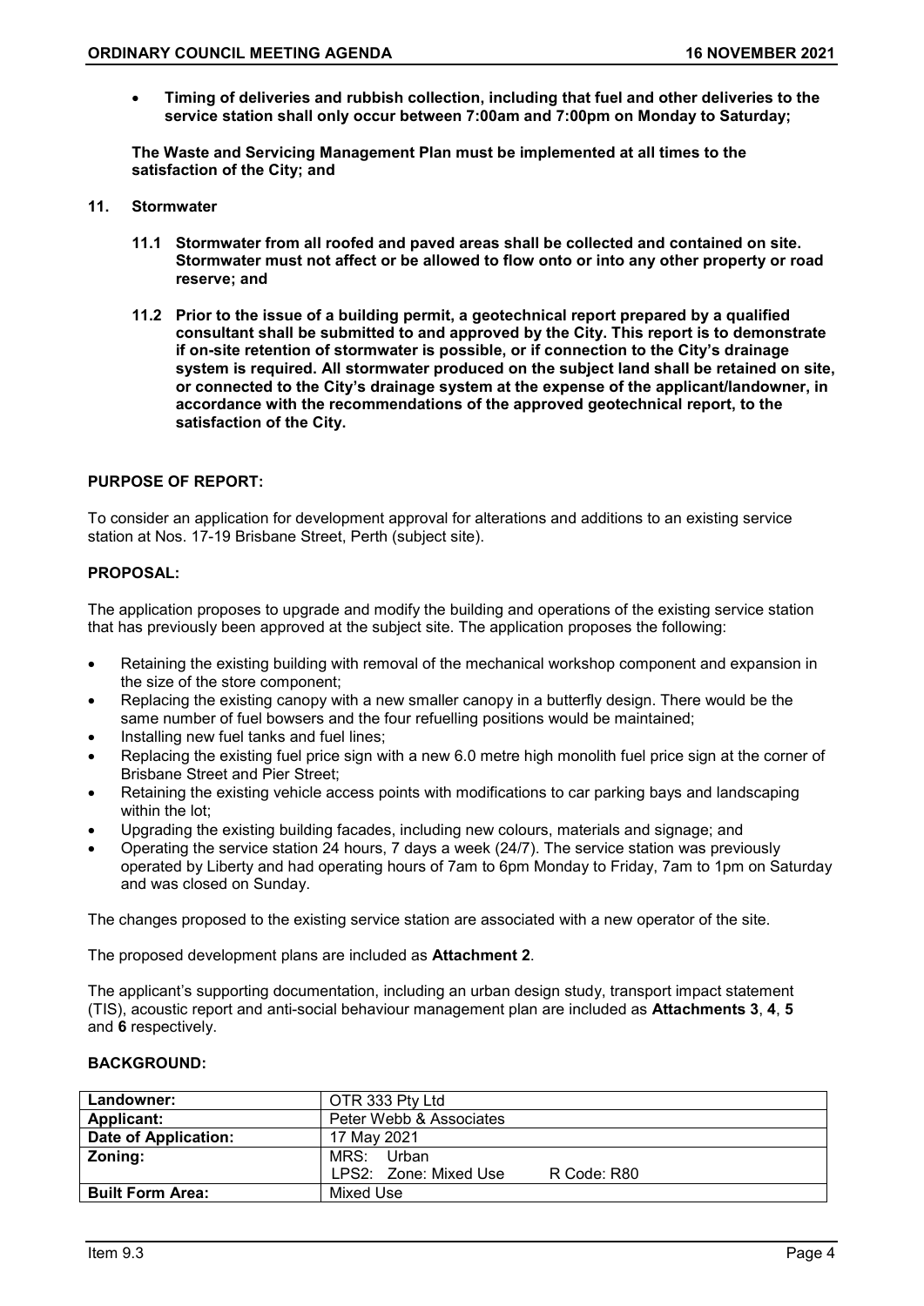- **Timing of deliveries and rubbish collection, including that fuel and other deliveries to the service station shall only occur between 7:00am and 7:00pm on Monday to Saturday;**

**The Waste and Servicing Management Plan must be implemented at all times to the satisfaction of the City; and**

**11. Stormwater**

**11.1 Stormwater from all roofed and paved areas shall be collected and contained on site. Stormwater must not affect or be allowed to flow onto or into any other property or road reserve; and**

**11.2 Prior to the issue of a building permit, a geotechnical report prepared by a qualified consultant shall be submitted to and approved by the City. This report is to demonstrate if on-site retention of stormwater is possible, or if connection to the City's drainage system is required. All stormwater produced on the subject land shall be retained on site, or connected to the City's drainage system at the expense of the applicant/landowner, in accordance with the recommendations of the approved geotechnical report, to the satisfaction of the City.**

## PURPOSE OF REPORT:

To consider an application for development approval for alterations and additions to an existing service station at Nos. 17-19 Brisbane Street, Perth (subject site).

## PROPOSAL:

The application proposes to upgrade and modify the building and operations of the existing service station that has previously been approved at the subject site. The application proposes the following:

- Retaining the existing building with removal of the mechanical workshop component and expansion in the size of the store component;
- Replacing the existing canopy with a new smaller canopy in a butterfly design. There would be the same number of fuel bowsers and the four refuelling positions would be maintained;
- Installing new fuel tanks and fuel lines;
- Replacing the existing fuel price sign with a new 6.0 metre high monolith fuel price sign at the corner of Brisbane Street and Pier Street;
- Retaining the existing vehicle access points with modifications to car parking bays and landscaping within the lot;
- Upgrading the existing building facades, including new colours, materials and signage; and
- Operating the service station 24 hours, 7 days a week (24/7). The service station was previously operated by Liberty and had operating hours of 7am to 6pm Monday to Friday, 7am to 1pm on Saturday and was closed on Sunday.

The changes proposed to the existing service station are associated with a new operator of the site.

The proposed development plans are included as **Attachment 2**.

The applicant's supporting documentation, including an urban design study, transport impact statement (TIS), acoustic report and anti-social behaviour management plan are included as **Attachments 3**, **4**, **5** and **6** respectively.

## BACKGROUND:

| | |
|---|---|
| **Landowner:** | OTR 333 Pty Ltd |
| **Applicant:** | Peter Webb & Associates |
| **Date of Application:** | 17 May 2021 |
| **Zoning:** | MRS: Urban<br>LPS2: Zone: Mixed Use R Code: R80 |
| **Built Form Area:** | Mixed Use |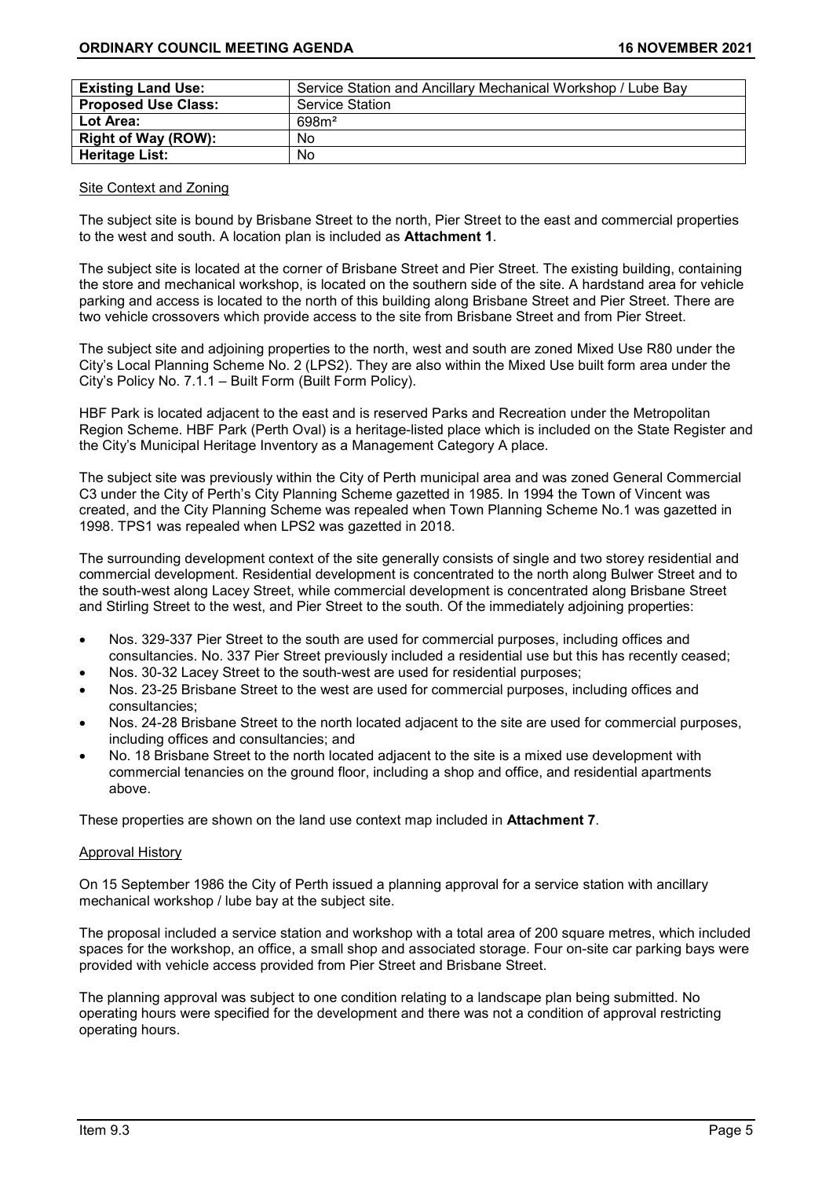| Existing Land Use: | Service Station and Ancillary Mechanical Workshop / Lube Bay |
|---|---|
| Proposed Use Class: | Service Station |
| Lot Area: | 698m² |
| Right of Way (ROW): | No |
| Heritage List: | No |

Site Context and Zoning

The subject site is bound by Brisbane Street to the north, Pier Street to the east and commercial properties to the west and south. A location plan is included as **Attachment 1**.

The subject site is located at the corner of Brisbane Street and Pier Street. The existing building, containing the store and mechanical workshop, is located on the southern side of the site. A hardstand area for vehicle parking and access is located to the north of this building along Brisbane Street and Pier Street. There are two vehicle crossovers which provide access to the site from Brisbane Street and from Pier Street.

The subject site and adjoining properties to the north, west and south are zoned Mixed Use R80 under the City's Local Planning Scheme No. 2 (LPS2). They are also within the Mixed Use built form area under the City's Policy No. 7.1.1 – Built Form (Built Form Policy).

HBF Park is located adjacent to the east and is reserved Parks and Recreation under the Metropolitan Region Scheme. HBF Park (Perth Oval) is a heritage-listed place which is included on the State Register and the City's Municipal Heritage Inventory as a Management Category A place.

The subject site was previously within the City of Perth municipal area and was zoned General Commercial C3 under the City of Perth's City Planning Scheme gazetted in 1985. In 1994 the Town of Vincent was created, and the City Planning Scheme was repealed when Town Planning Scheme No.1 was gazetted in 1998. TPS1 was repealed when LPS2 was gazetted in 2018.

The surrounding development context of the site generally consists of single and two storey residential and commercial development. Residential development is concentrated to the north along Bulwer Street and to the south-west along Lacey Street, while commercial development is concentrated along Brisbane Street and Stirling Street to the west, and Pier Street to the south. Of the immediately adjoining properties:

- Nos. 329-337 Pier Street to the south are used for commercial purposes, including offices and consultancies. No. 337 Pier Street previously included a residential use but this has recently ceased;
- Nos. 30-32 Lacey Street to the south-west are used for residential purposes;
- Nos. 23-25 Brisbane Street to the west are used for commercial purposes, including offices and consultancies;
- Nos. 24-28 Brisbane Street to the north located adjacent to the site are used for commercial purposes, including offices and consultancies; and
- No. 18 Brisbane Street to the north located adjacent to the site is a mixed use development with commercial tenancies on the ground floor, including a shop and office, and residential apartments above.

These properties are shown on the land use context map included in **Attachment 7**.

Approval History

On 15 September 1986 the City of Perth issued a planning approval for a service station with ancillary mechanical workshop / lube bay at the subject site.

The proposal included a service station and workshop with a total area of 200 square metres, which included spaces for the workshop, an office, a small shop and associated storage. Four on-site car parking bays were provided with vehicle access provided from Pier Street and Brisbane Street.

The planning approval was subject to one condition relating to a landscape plan being submitted. No operating hours were specified for the development and there was not a condition of approval restricting operating hours.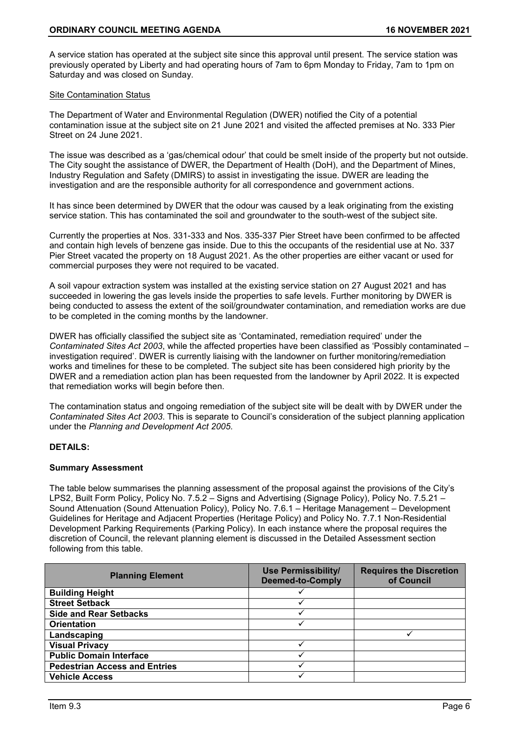A service station has operated at the subject site since this approval until present. The service station was previously operated by Liberty and had operating hours of 7am to 6pm Monday to Friday, 7am to 1pm on Saturday and was closed on Sunday.

Site Contamination Status

The Department of Water and Environmental Regulation (DWER) notified the City of a potential contamination issue at the subject site on 21 June 2021 and visited the affected premises at No. 333 Pier Street on 24 June 2021.

The issue was described as a 'gas/chemical odour' that could be smelt inside of the property but not outside. The City sought the assistance of DWER, the Department of Health (DoH), and the Department of Mines, Industry Regulation and Safety (DMIRS) to assist in investigating the issue. DWER are leading the investigation and are the responsible authority for all correspondence and government actions.

It has since been determined by DWER that the odour was caused by a leak originating from the existing service station. This has contaminated the soil and groundwater to the south-west of the subject site.

Currently the properties at Nos. 331-333 and Nos. 335-337 Pier Street have been confirmed to be affected and contain high levels of benzene gas inside. Due to this the occupants of the residential use at No. 337 Pier Street vacated the property on 18 August 2021. As the other properties are either vacant or used for commercial purposes they were not required to be vacated.

A soil vapour extraction system was installed at the existing service station on 27 August 2021 and has succeeded in lowering the gas levels inside the properties to safe levels. Further monitoring by DWER is being conducted to assess the extent of the soil/groundwater contamination, and remediation works are due to be completed in the coming months by the landowner.

DWER has officially classified the subject site as 'Contaminated, remediation required' under the *Contaminated Sites Act 2003*, while the affected properties have been classified as 'Possibly contaminated – investigation required'. DWER is currently liaising with the landowner on further monitoring/remediation works and timelines for these to be completed. The subject site has been considered high priority by the DWER and a remediation action plan has been requested from the landowner by April 2022. It is expected that remediation works will begin before then.

The contamination status and ongoing remediation of the subject site will be dealt with by DWER under the *Contaminated Sites Act 2003*. This is separate to Council's consideration of the subject planning application under the *Planning and Development Act 2005*.

**DETAILS:**

**Summary Assessment**

The table below summarises the planning assessment of the proposal against the provisions of the City's LPS2, Built Form Policy, Policy No. 7.5.2 – Signs and Advertising (Signage Policy), Policy No. 7.5.21 – Sound Attenuation (Sound Attenuation Policy), Policy No. 7.6.1 – Heritage Management – Development Guidelines for Heritage and Adjacent Properties (Heritage Policy) and Policy No. 7.7.1 Non-Residential Development Parking Requirements (Parking Policy). In each instance where the proposal requires the discretion of Council, the relevant planning element is discussed in the Detailed Assessment section following from this table.

| Planning Element | Use Permissibility/ Deemed-to-Comply | Requires the Discretion of Council |
|---|---|---|
| **Building Height** | ✓ | |
| **Street Setback** | ✓ | |
| **Side and Rear Setbacks** | ✓ | |
| **Orientation** | ✓ | |
| **Landscaping** | | ✓ |
| **Visual Privacy** | ✓ | |
| **Public Domain Interface** | ✓ | |
| **Pedestrian Access and Entries** | ✓ | |
| **Vehicle Access** | ✓ | |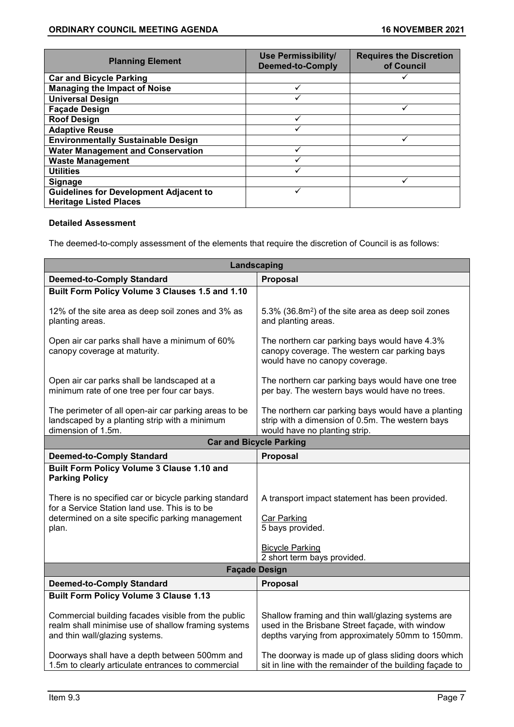| Planning Element | Use Permissibility/ Deemed-to-Comply | Requires the Discretion of Council |
|---|---|---|
| **Car and Bicycle Parking** | | ✓ |
| **Managing the Impact of Noise** | ✓ | |
| **Universal Design** | ✓ | |
| **Façade Design** | | ✓ |
| **Roof Design** | ✓ | |
| **Adaptive Reuse** | ✓ | |
| **Environmentally Sustainable Design** | | ✓ |
| **Water Management and Conservation** | ✓ | |
| **Waste Management** | ✓ | |
| **Utilities** | ✓ | |
| **Signage** | | ✓ |
| **Guidelines for Development Adjacent to Heritage Listed Places** | ✓ | |

**Detailed Assessment**

The deemed-to-comply assessment of the elements that require the discretion of Council is as follows:

| **Landscaping** | |
|---|---|
| **Deemed-to-Comply Standard** | **Proposal** |
| **Built Form Policy Volume 3 Clauses 1.5 and 1.10** | |
| 12% of the site area as deep soil zones and 3% as planting areas. | 5.3% (36.8m$^2$) of the site area as deep soil zones and planting areas. |
| Open air car parks shall have a minimum of 60% canopy coverage at maturity. | The northern car parking bays would have 4.3% canopy coverage. The western car parking bays would have no canopy coverage. |
| Open air car parks shall be landscaped at a minimum rate of one tree per four car bays. | The northern car parking bays would have one tree per bay. The western bays would have no trees. |
| The perimeter of all open-air car parking areas to be landscaped by a planting strip with a minimum dimension of 1.5m. | The northern car parking bays would have a planting strip with a dimension of 0.5m. The western bays would have no planting strip. |
| **Car and Bicycle Parking** | |
| **Deemed-to-Comply Standard** | **Proposal** |
| **Built Form Policy Volume 3 Clause 1.10 and Parking Policy** | |
| There is no specified car or bicycle parking standard for a Service Station land use. This is to be determined on a site specific parking management plan. | A transport impact statement has been provided.<br><br>Car Parking<br>5 bays provided.<br><br>Bicycle Parking<br>2 short term bays provided. |
| **Façade Design** | |
| **Deemed-to-Comply Standard** | **Proposal** |
| **Built Form Policy Volume 3 Clause 1.13** | |
| Commercial building facades visible from the public realm shall minimise use of shallow framing systems and thin wall/glazing systems. | Shallow framing and thin wall/glazing systems are used in the Brisbane Street façade, with window depths varying from approximately 50mm to 150mm. |
| Doorways shall have a depth between 500mm and 1.5m to clearly articulate entrances to commercial | The doorway is made up of glass sliding doors which sit in line with the remainder of the building façade to |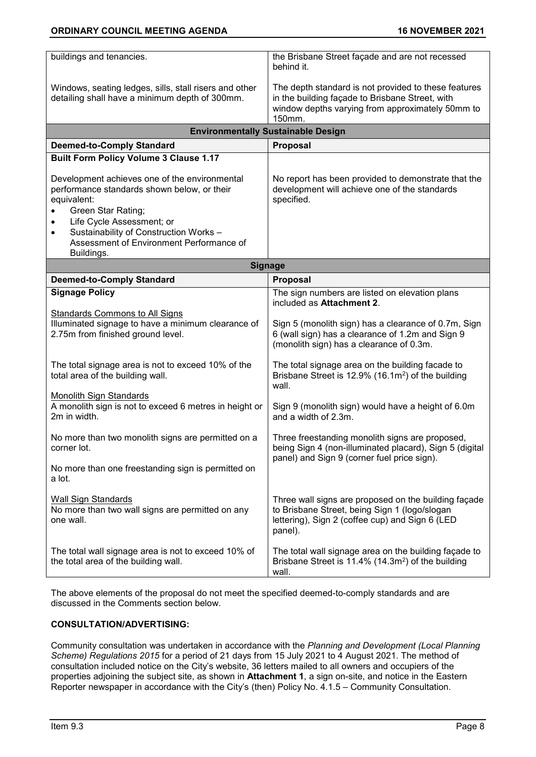| | |
|---|---|
| buildings and tenancies.<br><br>Windows, seating ledges, sills, stall risers and other detailing shall have a minimum depth of 300mm. | the Brisbane Street façade and are not recessed behind it.<br><br>The depth standard is not provided to these features in the building façade to Brisbane Street, with window depths varying from approximately 50mm to 150mm. |
| **Environmentally Sustainable Design** | |
| **Deemed-to-Comply Standard** | **Proposal** |
| **Built Form Policy Volume 3 Clause 1.17**<br><br>Development achieves one of the environmental performance standards shown below, or their equivalent:<br>• Green Star Rating;<br>• Life Cycle Assessment; or<br>• Sustainability of Construction Works – Assessment of Environment Performance of Buildings. | No report has been provided to demonstrate that the development will achieve one of the standards specified. |
| **Signage** | |
| **Deemed-to-Comply Standard** | **Proposal** |
| **Signage Policy** | The sign numbers are listed on elevation plans included as **Attachment 2**. |
| Standards Commons to All Signs<br>Illuminated signage to have a minimum clearance of 2.75m from finished ground level. | Sign 5 (monolith sign) has a clearance of 0.7m, Sign 6 (wall sign) has a clearance of 1.2m and Sign 9 (monolith sign) has a clearance of 0.3m. |
| The total signage area is not to exceed 10% of the total area of the building wall. | The total signage area on the building facade to Brisbane Street is 12.9% (16.1m²) of the building wall. |
| Monolith Sign Standards<br>A monolith sign is not to exceed 6 metres in height or 2m in width. | Sign 9 (monolith sign) would have a height of 6.0m and a width of 2.3m. |
| No more than two monolith signs are permitted on a corner lot.<br><br>No more than one freestanding sign is permitted on a lot. | Three freestanding monolith signs are proposed, being Sign 4 (non-illuminated placard), Sign 5 (digital panel) and Sign 9 (corner fuel price sign). |
| Wall Sign Standards<br>No more than two wall signs are permitted on any one wall. | Three wall signs are proposed on the building façade to Brisbane Street, being Sign 1 (logo/slogan lettering), Sign 2 (coffee cup) and Sign 6 (LED panel). |
| The total wall signage area is not to exceed 10% of the total area of the building wall. | The total wall signage area on the building façade to Brisbane Street is 11.4% (14.3m²) of the building wall. |

The above elements of the proposal do not meet the specified deemed-to-comply standards and are discussed in the Comments section below.

**CONSULTATION/ADVERTISING:**

Community consultation was undertaken in accordance with the *Planning and Development (Local Planning Scheme) Regulations 2015* for a period of 21 days from 15 July 2021 to 4 August 2021. The method of consultation included notice on the City's website, 36 letters mailed to all owners and occupiers of the properties adjoining the subject site, as shown in **Attachment 1**, a sign on-site, and notice in the Eastern Reporter newspaper in accordance with the City's (then) Policy No. 4.1.5 – Community Consultation.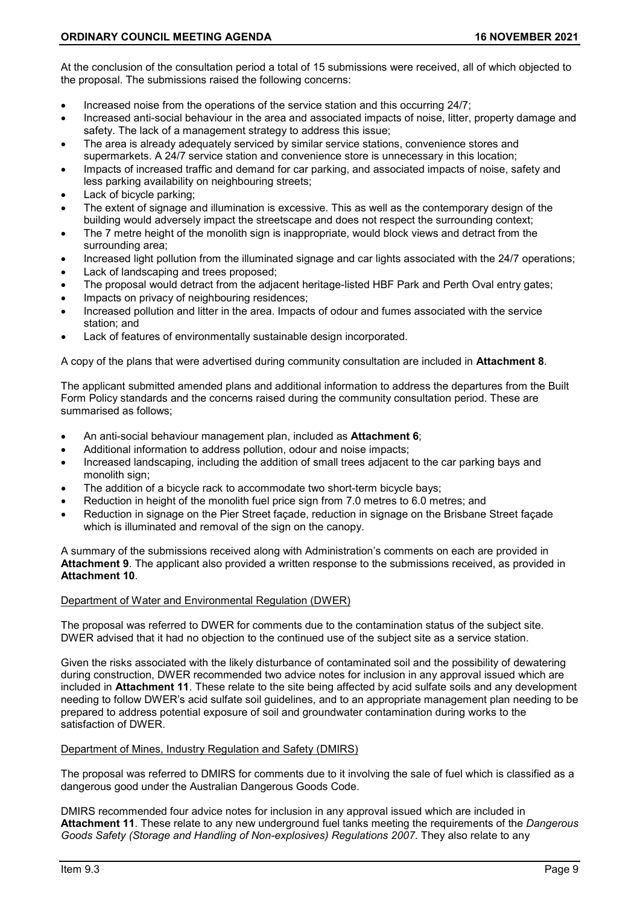At the conclusion of the consultation period a total of 15 submissions were received, all of which objected to the proposal. The submissions raised the following concerns:

- Increased noise from the operations of the service station and this occurring 24/7;
- Increased anti-social behaviour in the area and associated impacts of noise, litter, property damage and safety. The lack of a management strategy to address this issue;
- The area is already adequately serviced by similar service stations, convenience stores and supermarkets. A 24/7 service station and convenience store is unnecessary in this location;
- Impacts of increased traffic and demand for car parking, and associated impacts of noise, safety and less parking availability on neighbouring streets;
- Lack of bicycle parking;
- The extent of signage and illumination is excessive. This as well as the contemporary design of the building would adversely impact the streetscape and does not respect the surrounding context;
- The 7 metre height of the monolith sign is inappropriate, would block views and detract from the surrounding area;
- Increased light pollution from the illuminated signage and car lights associated with the 24/7 operations;
- Lack of landscaping and trees proposed;
- The proposal would detract from the adjacent heritage-listed HBF Park and Perth Oval entry gates;
- Impacts on privacy of neighbouring residences;
- Increased pollution and litter in the area. Impacts of odour and fumes associated with the service station; and
- Lack of features of environmentally sustainable design incorporated.

A copy of the plans that were advertised during community consultation are included in **Attachment 8**.

The applicant submitted amended plans and additional information to address the departures from the Built Form Policy standards and the concerns raised during the community consultation period. These are summarised as follows;

- An anti-social behaviour management plan, included as **Attachment 6**;
- Additional information to address pollution, odour and noise impacts;
- Increased landscaping, including the addition of small trees adjacent to the car parking bays and monolith sign;
- The addition of a bicycle rack to accommodate two short-term bicycle bays;
- Reduction in height of the monolith fuel price sign from 7.0 metres to 6.0 metres; and
- Reduction in signage on the Pier Street façade, reduction in signage on the Brisbane Street façade which is illuminated and removal of the sign on the canopy.

A summary of the submissions received along with Administration's comments on each are provided in **Attachment 9**. The applicant also provided a written response to the submissions received, as provided in **Attachment 10**.

<u>Department of Water and Environmental Regulation (DWER)</u>

The proposal was referred to DWER for comments due to the contamination status of the subject site. DWER advised that it had no objection to the continued use of the subject site as a service station.

Given the risks associated with the likely disturbance of contaminated soil and the possibility of dewatering during construction, DWER recommended two advice notes for inclusion in any approval issued which are included in **Attachment 11**. These relate to the site being affected by acid sulfate soils and any development needing to follow DWER's acid sulfate soil guidelines, and to an appropriate management plan needing to be prepared to address potential exposure of soil and groundwater contamination during works to the satisfaction of DWER.

<u>Department of Mines, Industry Regulation and Safety (DMIRS)</u>

The proposal was referred to DMIRS for comments due to it involving the sale of fuel which is classified as a dangerous good under the Australian Dangerous Goods Code.

DMIRS recommended four advice notes for inclusion in any approval issued which are included in **Attachment 11**. These relate to any new underground fuel tanks meeting the requirements of the *Dangerous Goods Safety (Storage and Handling of Non-explosives) Regulations 2007*. They also relate to any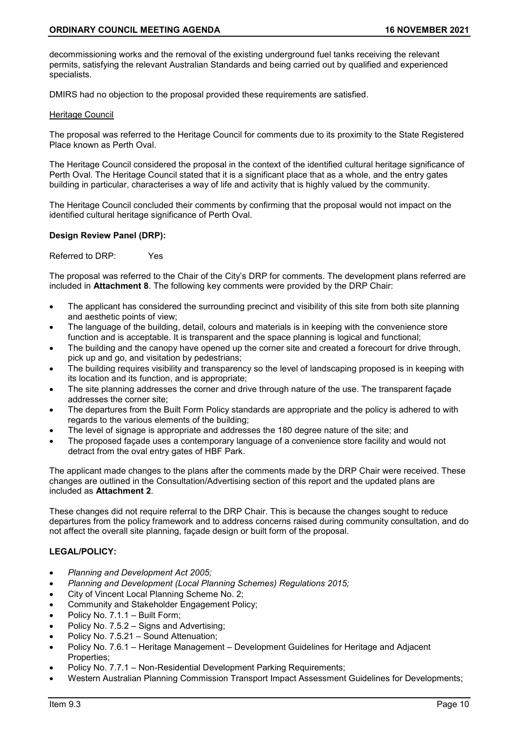decommissioning works and the removal of the existing underground fuel tanks receiving the relevant permits, satisfying the relevant Australian Standards and being carried out by qualified and experienced specialists.

DMIRS had no objection to the proposal provided these requirements are satisfied.

Heritage Council

The proposal was referred to the Heritage Council for comments due to its proximity to the State Registered Place known as Perth Oval.

The Heritage Council considered the proposal in the context of the identified cultural heritage significance of Perth Oval. The Heritage Council stated that it is a significant place that as a whole, and the entry gates building in particular, characterises a way of life and activity that is highly valued by the community.

The Heritage Council concluded their comments by confirming that the proposal would not impact on the identified cultural heritage significance of Perth Oval.

**Design Review Panel (DRP):**

Referred to DRP: Yes

The proposal was referred to the Chair of the City's DRP for comments. The development plans referred are included in **Attachment 8**. The following key comments were provided by the DRP Chair:

- The applicant has considered the surrounding precinct and visibility of this site from both site planning and aesthetic points of view;
- The language of the building, detail, colours and materials is in keeping with the convenience store function and is acceptable. It is transparent and the space planning is logical and functional;
- The building and the canopy have opened up the corner site and created a forecourt for drive through, pick up and go, and visitation by pedestrians;
- The building requires visibility and transparency so the level of landscaping proposed is in keeping with its location and its function, and is appropriate;
- The site planning addresses the corner and drive through nature of the use. The transparent façade addresses the corner site;
- The departures from the Built Form Policy standards are appropriate and the policy is adhered to with regards to the various elements of the building;
- The level of signage is appropriate and addresses the 180 degree nature of the site; and
- The proposed façade uses a contemporary language of a convenience store facility and would not detract from the oval entry gates of HBF Park.

The applicant made changes to the plans after the comments made by the DRP Chair were received. These changes are outlined in the Consultation/Advertising section of this report and the updated plans are included as **Attachment 2**.

These changes did not require referral to the DRP Chair. This is because the changes sought to reduce departures from the policy framework and to address concerns raised during community consultation, and do not affect the overall site planning, façade design or built form of the proposal.

**LEGAL/POLICY:**

- *Planning and Development Act 2005;*
- *Planning and Development (Local Planning Schemes) Regulations 2015;*
- City of Vincent Local Planning Scheme No. 2;
- Community and Stakeholder Engagement Policy;
- Policy No. 7.1.1 – Built Form;
- Policy No. 7.5.2 – Signs and Advertising;
- Policy No. 7.5.21 – Sound Attenuation;
- Policy No. 7.6.1 – Heritage Management – Development Guidelines for Heritage and Adjacent Properties;
- Policy No. 7.7.1 – Non-Residential Development Parking Requirements;
- Western Australian Planning Commission Transport Impact Assessment Guidelines for Developments;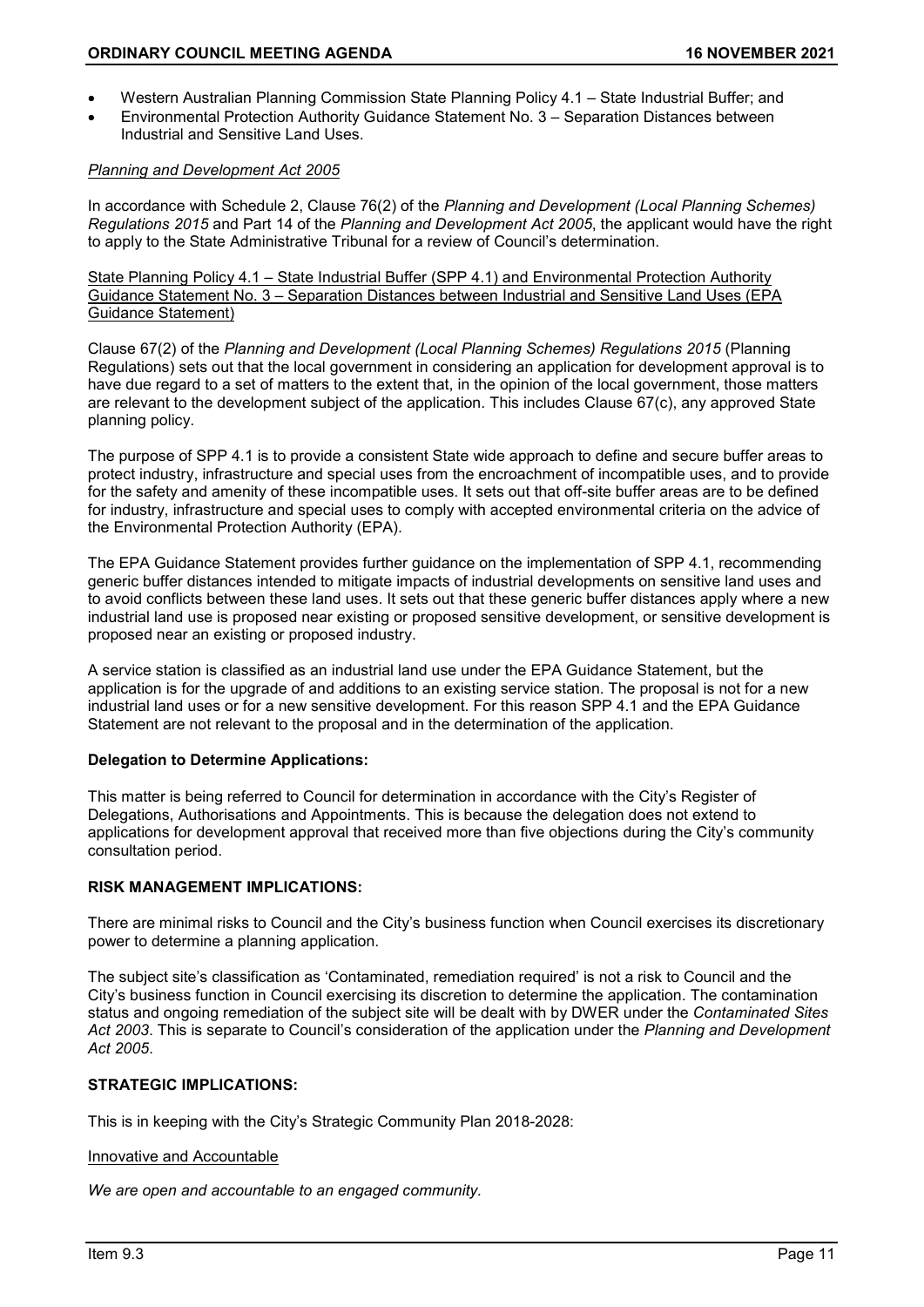- Western Australian Planning Commission State Planning Policy 4.1 – State Industrial Buffer; and
- Environmental Protection Authority Guidance Statement No. 3 – Separation Distances between Industrial and Sensitive Land Uses.

*Planning and Development Act 2005*

In accordance with Schedule 2, Clause 76(2) of the *Planning and Development (Local Planning Schemes) Regulations 2015* and Part 14 of the *Planning and Development Act 2005*, the applicant would have the right to apply to the State Administrative Tribunal for a review of Council's determination.

State Planning Policy 4.1 – State Industrial Buffer (SPP 4.1) and Environmental Protection Authority Guidance Statement No. 3 – Separation Distances between Industrial and Sensitive Land Uses (EPA Guidance Statement)

Clause 67(2) of the *Planning and Development (Local Planning Schemes) Regulations 2015* (Planning Regulations) sets out that the local government in considering an application for development approval is to have due regard to a set of matters to the extent that, in the opinion of the local government, those matters are relevant to the development subject of the application. This includes Clause 67(c), any approved State planning policy.

The purpose of SPP 4.1 is to provide a consistent State wide approach to define and secure buffer areas to protect industry, infrastructure and special uses from the encroachment of incompatible uses, and to provide for the safety and amenity of these incompatible uses. It sets out that off-site buffer areas are to be defined for industry, infrastructure and special uses to comply with accepted environmental criteria on the advice of the Environmental Protection Authority (EPA).

The EPA Guidance Statement provides further guidance on the implementation of SPP 4.1, recommending generic buffer distances intended to mitigate impacts of industrial developments on sensitive land uses and to avoid conflicts between these land uses. It sets out that these generic buffer distances apply where a new industrial land use is proposed near existing or proposed sensitive development, or sensitive development is proposed near an existing or proposed industry.

A service station is classified as an industrial land use under the EPA Guidance Statement, but the application is for the upgrade of and additions to an existing service station. The proposal is not for a new industrial land uses or for a new sensitive development. For this reason SPP 4.1 and the EPA Guidance Statement are not relevant to the proposal and in the determination of the application.

**Delegation to Determine Applications:**

This matter is being referred to Council for determination in accordance with the City's Register of Delegations, Authorisations and Appointments. This is because the delegation does not extend to applications for development approval that received more than five objections during the City's community consultation period.

**RISK MANAGEMENT IMPLICATIONS:**

There are minimal risks to Council and the City's business function when Council exercises its discretionary power to determine a planning application.

The subject site's classification as 'Contaminated, remediation required' is not a risk to Council and the City's business function in Council exercising its discretion to determine the application. The contamination status and ongoing remediation of the subject site will be dealt with by DWER under the *Contaminated Sites Act 2003*. This is separate to Council's consideration of the application under the *Planning and Development Act 2005*.

**STRATEGIC IMPLICATIONS:**

This is in keeping with the City's Strategic Community Plan 2018-2028:

Innovative and Accountable

*We are open and accountable to an engaged community.*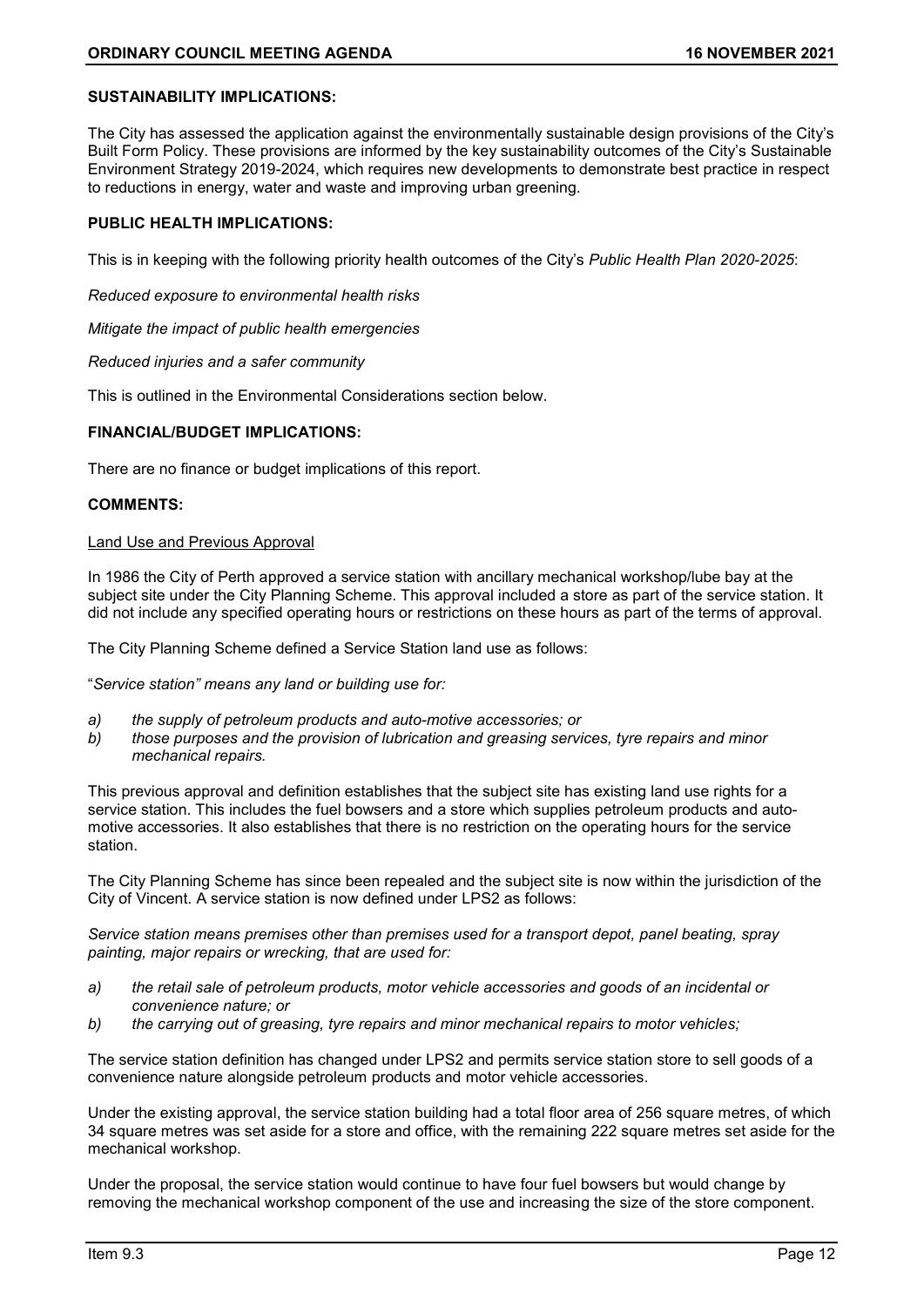**SUSTAINABILITY IMPLICATIONS:**

The City has assessed the application against the environmentally sustainable design provisions of the City's Built Form Policy. These provisions are informed by the key sustainability outcomes of the City's Sustainable Environment Strategy 2019-2024, which requires new developments to demonstrate best practice in respect to reductions in energy, water and waste and improving urban greening.

**PUBLIC HEALTH IMPLICATIONS:**

This is in keeping with the following priority health outcomes of the City's *Public Health Plan 2020-2025*:

*Reduced exposure to environmental health risks*

*Mitigate the impact of public health emergencies*

*Reduced injuries and a safer community*

This is outlined in the Environmental Considerations section below.

**FINANCIAL/BUDGET IMPLICATIONS:**

There are no finance or budget implications of this report.

**COMMENTS:**

Land Use and Previous Approval

In 1986 the City of Perth approved a service station with ancillary mechanical workshop/lube bay at the subject site under the City Planning Scheme. This approval included a store as part of the service station. It did not include any specified operating hours or restrictions on these hours as part of the terms of approval.

The City Planning Scheme defined a Service Station land use as follows:

"*Service station" means any land or building use for:*

- *a) the supply of petroleum products and auto-motive accessories; or*
- *b) those purposes and the provision of lubrication and greasing services, tyre repairs and minor mechanical repairs.*

This previous approval and definition establishes that the subject site has existing land use rights for a service station. This includes the fuel bowsers and a store which supplies petroleum products and auto-motive accessories. It also establishes that there is no restriction on the operating hours for the service station.

The City Planning Scheme has since been repealed and the subject site is now within the jurisdiction of the City of Vincent. A service station is now defined under LPS2 as follows:

*Service station means premises other than premises used for a transport depot, panel beating, spray painting, major repairs or wrecking, that are used for:*

- *a) the retail sale of petroleum products, motor vehicle accessories and goods of an incidental or convenience nature; or*
- *b) the carrying out of greasing, tyre repairs and minor mechanical repairs to motor vehicles;*

The service station definition has changed under LPS2 and permits service station store to sell goods of a convenience nature alongside petroleum products and motor vehicle accessories.

Under the existing approval, the service station building had a total floor area of 256 square metres, of which 34 square metres was set aside for a store and office, with the remaining 222 square metres set aside for the mechanical workshop.

Under the proposal, the service station would continue to have four fuel bowsers but would change by removing the mechanical workshop component of the use and increasing the size of the store component.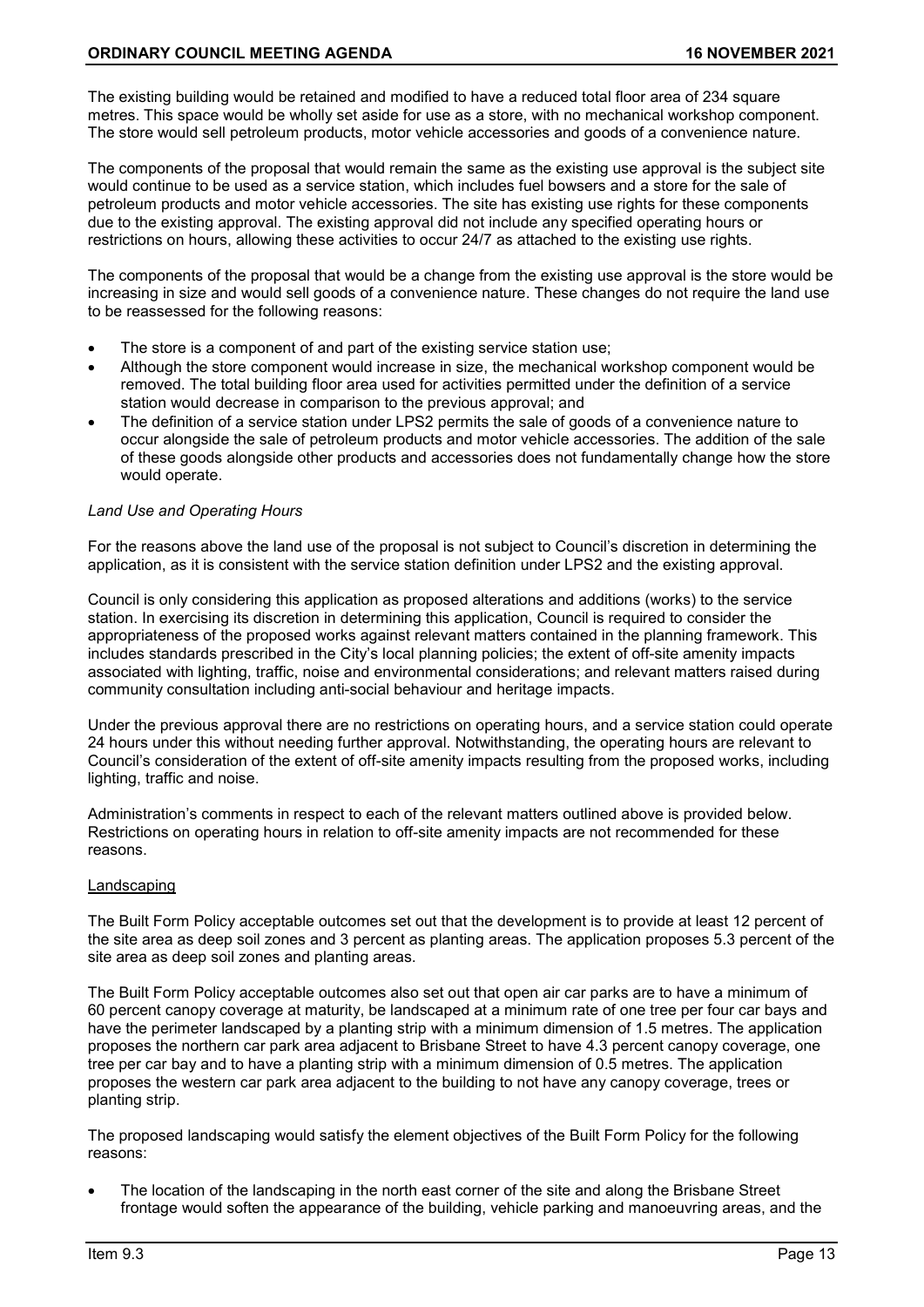The existing building would be retained and modified to have a reduced total floor area of 234 square metres. This space would be wholly set aside for use as a store, with no mechanical workshop component. The store would sell petroleum products, motor vehicle accessories and goods of a convenience nature.

The components of the proposal that would remain the same as the existing use approval is the subject site would continue to be used as a service station, which includes fuel bowsers and a store for the sale of petroleum products and motor vehicle accessories. The site has existing use rights for these components due to the existing approval. The existing approval did not include any specified operating hours or restrictions on hours, allowing these activities to occur 24/7 as attached to the existing use rights.

The components of the proposal that would be a change from the existing use approval is the store would be increasing in size and would sell goods of a convenience nature. These changes do not require the land use to be reassessed for the following reasons:

- The store is a component of and part of the existing service station use;
- Although the store component would increase in size, the mechanical workshop component would be removed. The total building floor area used for activities permitted under the definition of a service station would decrease in comparison to the previous approval; and
- The definition of a service station under LPS2 permits the sale of goods of a convenience nature to occur alongside the sale of petroleum products and motor vehicle accessories. The addition of the sale of these goods alongside other products and accessories does not fundamentally change how the store would operate.

*Land Use and Operating Hours*

For the reasons above the land use of the proposal is not subject to Council's discretion in determining the application, as it is consistent with the service station definition under LPS2 and the existing approval.

Council is only considering this application as proposed alterations and additions (works) to the service station. In exercising its discretion in determining this application, Council is required to consider the appropriateness of the proposed works against relevant matters contained in the planning framework. This includes standards prescribed in the City's local planning policies; the extent of off-site amenity impacts associated with lighting, traffic, noise and environmental considerations; and relevant matters raised during community consultation including anti-social behaviour and heritage impacts.

Under the previous approval there are no restrictions on operating hours, and a service station could operate 24 hours under this without needing further approval. Notwithstanding, the operating hours are relevant to Council's consideration of the extent of off-site amenity impacts resulting from the proposed works, including lighting, traffic and noise.

Administration's comments in respect to each of the relevant matters outlined above is provided below. Restrictions on operating hours in relation to off-site amenity impacts are not recommended for these reasons.

<u>Landscaping</u>

The Built Form Policy acceptable outcomes set out that the development is to provide at least 12 percent of the site area as deep soil zones and 3 percent as planting areas. The application proposes 5.3 percent of the site area as deep soil zones and planting areas.

The Built Form Policy acceptable outcomes also set out that open air car parks are to have a minimum of 60 percent canopy coverage at maturity, be landscaped at a minimum rate of one tree per four car bays and have the perimeter landscaped by a planting strip with a minimum dimension of 1.5 metres. The application proposes the northern car park area adjacent to Brisbane Street to have 4.3 percent canopy coverage, one tree per car bay and to have a planting strip with a minimum dimension of 0.5 metres. The application proposes the western car park area adjacent to the building to not have any canopy coverage, trees or planting strip.

The proposed landscaping would satisfy the element objectives of the Built Form Policy for the following reasons:

- The location of the landscaping in the north east corner of the site and along the Brisbane Street frontage would soften the appearance of the building, vehicle parking and manoeuvring areas, and the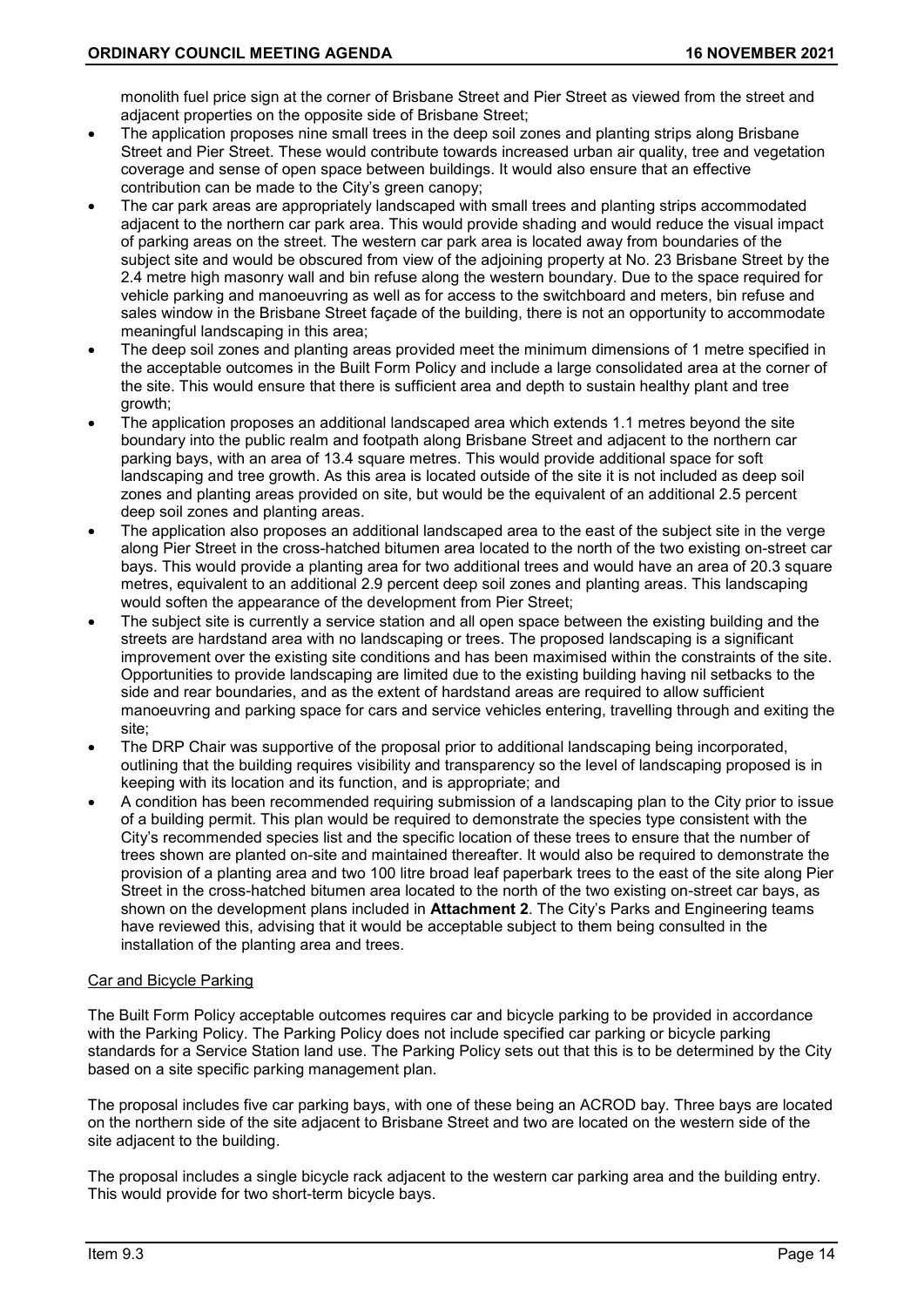monolith fuel price sign at the corner of Brisbane Street and Pier Street as viewed from the street and adjacent properties on the opposite side of Brisbane Street;

- The application proposes nine small trees in the deep soil zones and planting strips along Brisbane Street and Pier Street. These would contribute towards increased urban air quality, tree and vegetation coverage and sense of open space between buildings. It would also ensure that an effective contribution can be made to the City's green canopy;
- The car park areas are appropriately landscaped with small trees and planting strips accommodated adjacent to the northern car park area. This would provide shading and would reduce the visual impact of parking areas on the street. The western car park area is located away from boundaries of the subject site and would be obscured from view of the adjoining property at No. 23 Brisbane Street by the 2.4 metre high masonry wall and bin refuse along the western boundary. Due to the space required for vehicle parking and manoeuvring as well as for access to the switchboard and meters, bin refuse and sales window in the Brisbane Street façade of the building, there is not an opportunity to accommodate meaningful landscaping in this area;
- The deep soil zones and planting areas provided meet the minimum dimensions of 1 metre specified in the acceptable outcomes in the Built Form Policy and include a large consolidated area at the corner of the site. This would ensure that there is sufficient area and depth to sustain healthy plant and tree growth;
- The application proposes an additional landscaped area which extends 1.1 metres beyond the site boundary into the public realm and footpath along Brisbane Street and adjacent to the northern car parking bays, with an area of 13.4 square metres. This would provide additional space for soft landscaping and tree growth. As this area is located outside of the site it is not included as deep soil zones and planting areas provided on site, but would be the equivalent of an additional 2.5 percent deep soil zones and planting areas.
- The application also proposes an additional landscaped area to the east of the subject site in the verge along Pier Street in the cross-hatched bitumen area located to the north of the two existing on-street car bays. This would provide a planting area for two additional trees and would have an area of 20.3 square metres, equivalent to an additional 2.9 percent deep soil zones and planting areas. This landscaping would soften the appearance of the development from Pier Street;
- The subject site is currently a service station and all open space between the existing building and the streets are hardstand area with no landscaping or trees. The proposed landscaping is a significant improvement over the existing site conditions and has been maximised within the constraints of the site. Opportunities to provide landscaping are limited due to the existing building having nil setbacks to the side and rear boundaries, and as the extent of hardstand areas are required to allow sufficient manoeuvring and parking space for cars and service vehicles entering, travelling through and exiting the site;
- The DRP Chair was supportive of the proposal prior to additional landscaping being incorporated, outlining that the building requires visibility and transparency so the level of landscaping proposed is in keeping with its location and its function, and is appropriate; and
- A condition has been recommended requiring submission of a landscaping plan to the City prior to issue of a building permit. This plan would be required to demonstrate the species type consistent with the City's recommended species list and the specific location of these trees to ensure that the number of trees shown are planted on-site and maintained thereafter. It would also be required to demonstrate the provision of a planting area and two 100 litre broad leaf paperbark trees to the east of the site along Pier Street in the cross-hatched bitumen area located to the north of the two existing on-street car bays, as shown on the development plans included in **Attachment 2**. The City's Parks and Engineering teams have reviewed this, advising that it would be acceptable subject to them being consulted in the installation of the planting area and trees.

Car and Bicycle Parking

The Built Form Policy acceptable outcomes requires car and bicycle parking to be provided in accordance with the Parking Policy. The Parking Policy does not include specified car parking or bicycle parking standards for a Service Station land use. The Parking Policy sets out that this is to be determined by the City based on a site specific parking management plan.

The proposal includes five car parking bays, with one of these being an ACROD bay. Three bays are located on the northern side of the site adjacent to Brisbane Street and two are located on the western side of the site adjacent to the building.

The proposal includes a single bicycle rack adjacent to the western car parking area and the building entry. This would provide for two short-term bicycle bays.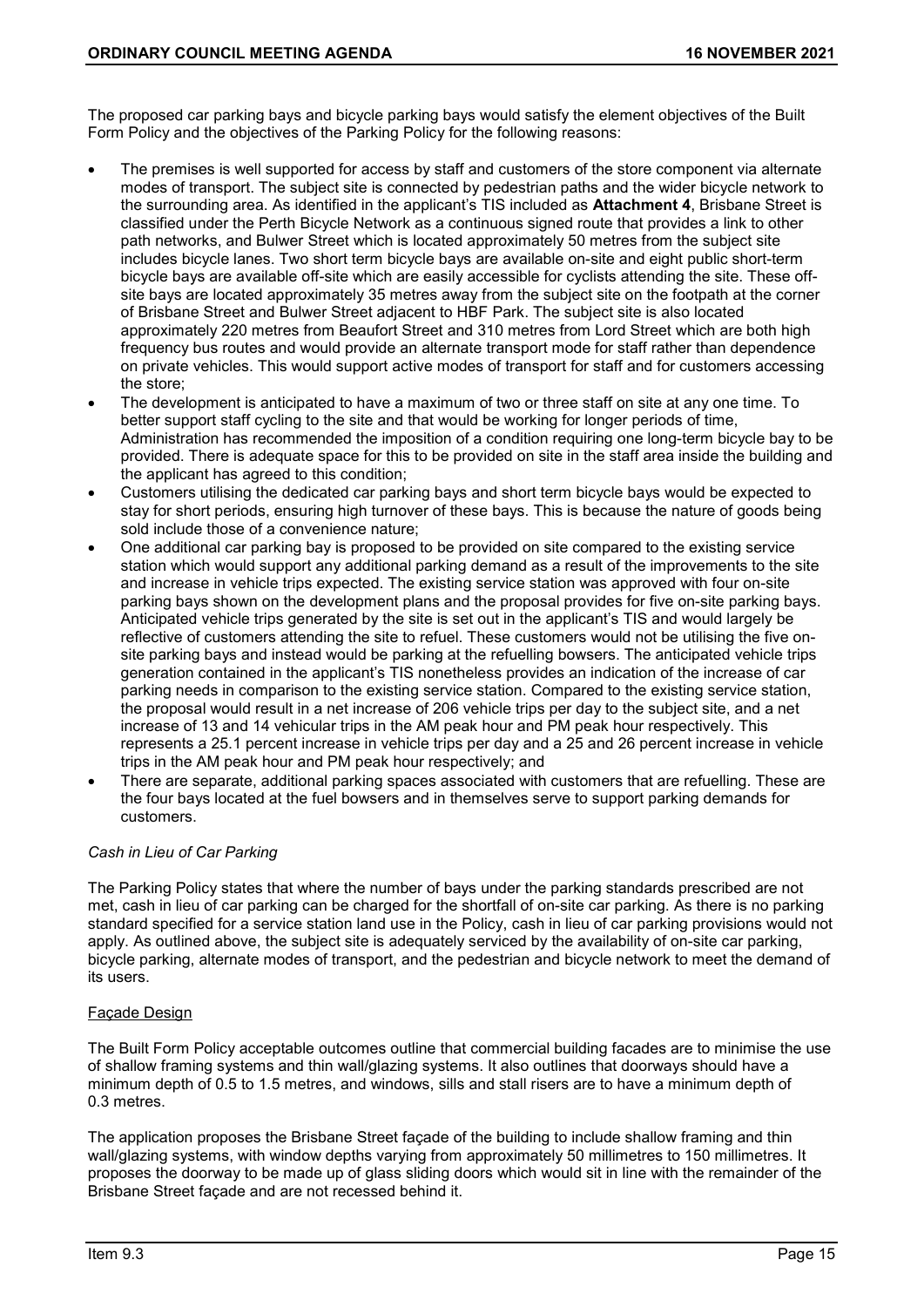The proposed car parking bays and bicycle parking bays would satisfy the element objectives of the Built Form Policy and the objectives of the Parking Policy for the following reasons:

- The premises is well supported for access by staff and customers of the store component via alternate modes of transport. The subject site is connected by pedestrian paths and the wider bicycle network to the surrounding area. As identified in the applicant's TIS included as **Attachment 4**, Brisbane Street is classified under the Perth Bicycle Network as a continuous signed route that provides a link to other path networks, and Bulwer Street which is located approximately 50 metres from the subject site includes bicycle lanes. Two short term bicycle bays are available on-site and eight public short-term bicycle bays are available off-site which are easily accessible for cyclists attending the site. These off-site bays are located approximately 35 metres away from the subject site on the footpath at the corner of Brisbane Street and Bulwer Street adjacent to HBF Park. The subject site is also located approximately 220 metres from Beaufort Street and 310 metres from Lord Street which are both high frequency bus routes and would provide an alternate transport mode for staff rather than dependence on private vehicles. This would support active modes of transport for staff and for customers accessing the store;
- The development is anticipated to have a maximum of two or three staff on site at any one time. To better support staff cycling to the site and that would be working for longer periods of time, Administration has recommended the imposition of a condition requiring one long-term bicycle bay to be provided. There is adequate space for this to be provided on site in the staff area inside the building and the applicant has agreed to this condition;
- Customers utilising the dedicated car parking bays and short term bicycle bays would be expected to stay for short periods, ensuring high turnover of these bays. This is because the nature of goods being sold include those of a convenience nature;
- One additional car parking bay is proposed to be provided on site compared to the existing service station which would support any additional parking demand as a result of the improvements to the site and increase in vehicle trips expected. The existing service station was approved with four on-site parking bays shown on the development plans and the proposal provides for five on-site parking bays. Anticipated vehicle trips generated by the site is set out in the applicant's TIS and would largely be reflective of customers attending the site to refuel. These customers would not be utilising the five on-site parking bays and instead would be parking at the refuelling bowsers. The anticipated vehicle trips generation contained in the applicant's TIS nonetheless provides an indication of the increase of car parking needs in comparison to the existing service station. Compared to the existing service station, the proposal would result in a net increase of 206 vehicle trips per day to the subject site, and a net increase of 13 and 14 vehicular trips in the AM peak hour and PM peak hour respectively. This represents a 25.1 percent increase in vehicle trips per day and a 25 and 26 percent increase in vehicle trips in the AM peak hour and PM peak hour respectively; and
- There are separate, additional parking spaces associated with customers that are refuelling. These are the four bays located at the fuel bowsers and in themselves serve to support parking demands for customers.

*Cash in Lieu of Car Parking*

The Parking Policy states that where the number of bays under the parking standards prescribed are not met, cash in lieu of car parking can be charged for the shortfall of on-site car parking. As there is no parking standard specified for a service station land use in the Policy, cash in lieu of car parking provisions would not apply. As outlined above, the subject site is adequately serviced by the availability of on-site car parking, bicycle parking, alternate modes of transport, and the pedestrian and bicycle network to meet the demand of its users.

<u>Façade Design</u>

The Built Form Policy acceptable outcomes outline that commercial building facades are to minimise the use of shallow framing systems and thin wall/glazing systems. It also outlines that doorways should have a minimum depth of 0.5 to 1.5 metres, and windows, sills and stall risers are to have a minimum depth of 0.3 metres.

The application proposes the Brisbane Street façade of the building to include shallow framing and thin wall/glazing systems, with window depths varying from approximately 50 millimetres to 150 millimetres. It proposes the doorway to be made up of glass sliding doors which would sit in line with the remainder of the Brisbane Street façade and are not recessed behind it.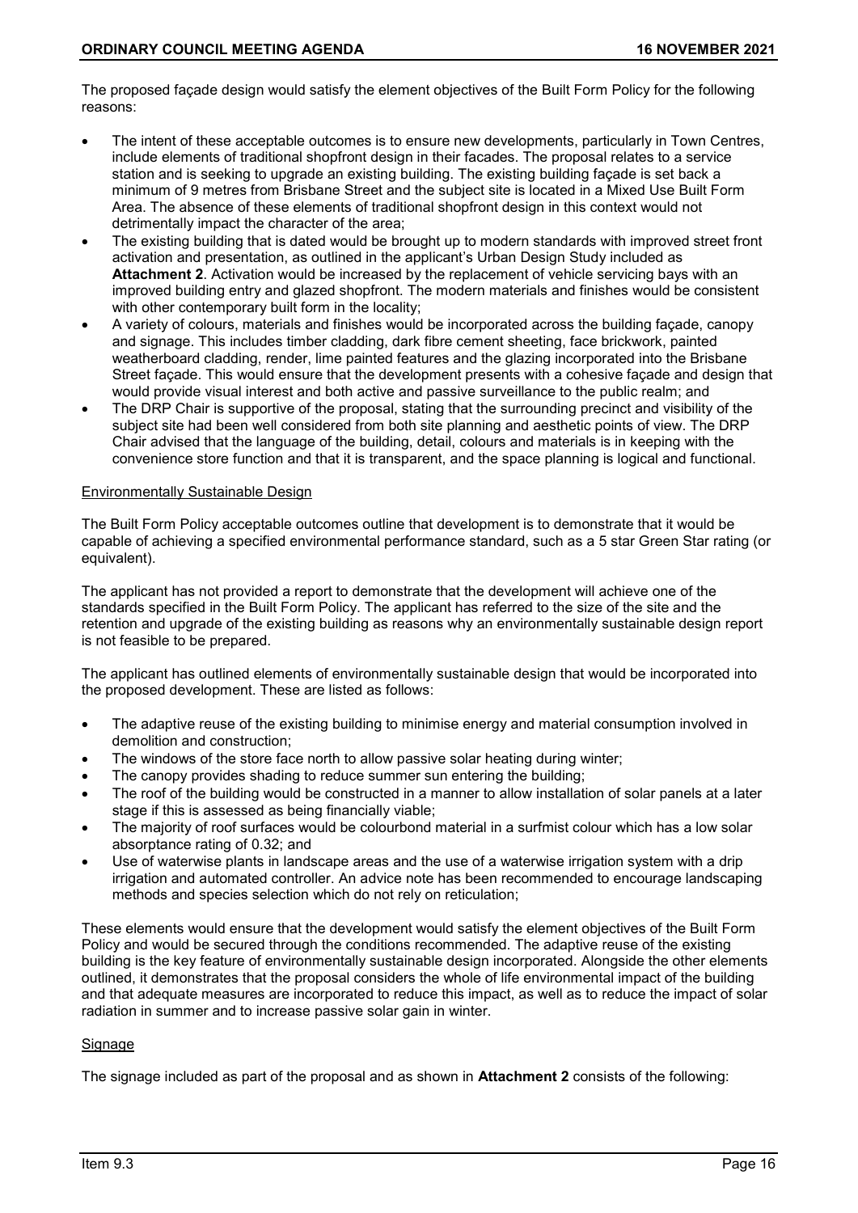The proposed façade design would satisfy the element objectives of the Built Form Policy for the following reasons:

- The intent of these acceptable outcomes is to ensure new developments, particularly in Town Centres, include elements of traditional shopfront design in their facades. The proposal relates to a service station and is seeking to upgrade an existing building. The existing building façade is set back a minimum of 9 metres from Brisbane Street and the subject site is located in a Mixed Use Built Form Area. The absence of these elements of traditional shopfront design in this context would not detrimentally impact the character of the area;
- The existing building that is dated would be brought up to modern standards with improved street front activation and presentation, as outlined in the applicant's Urban Design Study included as **Attachment 2**. Activation would be increased by the replacement of vehicle servicing bays with an improved building entry and glazed shopfront. The modern materials and finishes would be consistent with other contemporary built form in the locality;
- A variety of colours, materials and finishes would be incorporated across the building façade, canopy and signage. This includes timber cladding, dark fibre cement sheeting, face brickwork, painted weatherboard cladding, render, lime painted features and the glazing incorporated into the Brisbane Street façade. This would ensure that the development presents with a cohesive façade and design that would provide visual interest and both active and passive surveillance to the public realm; and
- The DRP Chair is supportive of the proposal, stating that the surrounding precinct and visibility of the subject site had been well considered from both site planning and aesthetic points of view. The DRP Chair advised that the language of the building, detail, colours and materials is in keeping with the convenience store function and that it is transparent, and the space planning is logical and functional.

<u>Environmentally Sustainable Design</u>

The Built Form Policy acceptable outcomes outline that development is to demonstrate that it would be capable of achieving a specified environmental performance standard, such as a 5 star Green Star rating (or equivalent).

The applicant has not provided a report to demonstrate that the development will achieve one of the standards specified in the Built Form Policy. The applicant has referred to the size of the site and the retention and upgrade of the existing building as reasons why an environmentally sustainable design report is not feasible to be prepared.

The applicant has outlined elements of environmentally sustainable design that would be incorporated into the proposed development. These are listed as follows:

- The adaptive reuse of the existing building to minimise energy and material consumption involved in demolition and construction;
- The windows of the store face north to allow passive solar heating during winter;
- The canopy provides shading to reduce summer sun entering the building;
- The roof of the building would be constructed in a manner to allow installation of solar panels at a later stage if this is assessed as being financially viable;
- The majority of roof surfaces would be colourbond material in a surfmist colour which has a low solar absorptance rating of 0.32; and
- Use of waterwise plants in landscape areas and the use of a waterwise irrigation system with a drip irrigation and automated controller. An advice note has been recommended to encourage landscaping methods and species selection which do not rely on reticulation;

These elements would ensure that the development would satisfy the element objectives of the Built Form Policy and would be secured through the conditions recommended. The adaptive reuse of the existing building is the key feature of environmentally sustainable design incorporated. Alongside the other elements outlined, it demonstrates that the proposal considers the whole of life environmental impact of the building and that adequate measures are incorporated to reduce this impact, as well as to reduce the impact of solar radiation in summer and to increase passive solar gain in winter.

<u>Signage</u>

The signage included as part of the proposal and as shown in **Attachment 2** consists of the following: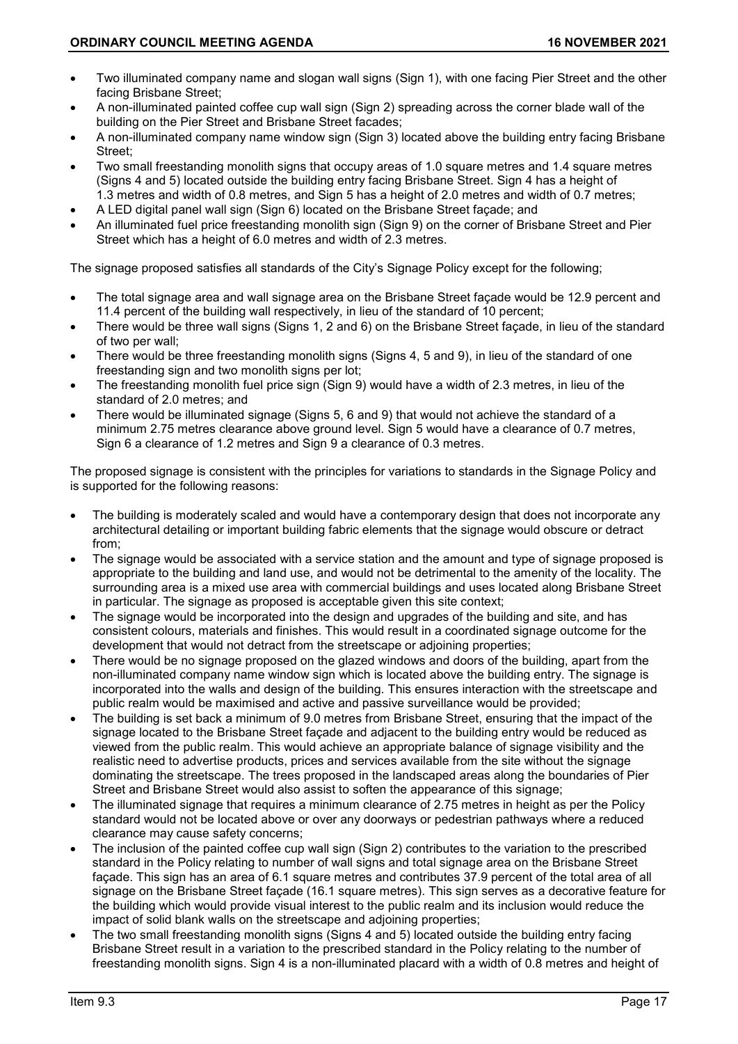- Two illuminated company name and slogan wall signs (Sign 1), with one facing Pier Street and the other facing Brisbane Street;
- A non-illuminated painted coffee cup wall sign (Sign 2) spreading across the corner blade wall of the building on the Pier Street and Brisbane Street facades;
- A non-illuminated company name window sign (Sign 3) located above the building entry facing Brisbane Street;
- Two small freestanding monolith signs that occupy areas of 1.0 square metres and 1.4 square metres (Signs 4 and 5) located outside the building entry facing Brisbane Street. Sign 4 has a height of 1.3 metres and width of 0.8 metres, and Sign 5 has a height of 2.0 metres and width of 0.7 metres;
- A LED digital panel wall sign (Sign 6) located on the Brisbane Street façade; and
- An illuminated fuel price freestanding monolith sign (Sign 9) on the corner of Brisbane Street and Pier Street which has a height of 6.0 metres and width of 2.3 metres.

The signage proposed satisfies all standards of the City's Signage Policy except for the following;

- The total signage area and wall signage area on the Brisbane Street façade would be 12.9 percent and 11.4 percent of the building wall respectively, in lieu of the standard of 10 percent;
- There would be three wall signs (Signs 1, 2 and 6) on the Brisbane Street façade, in lieu of the standard of two per wall;
- There would be three freestanding monolith signs (Signs 4, 5 and 9), in lieu of the standard of one freestanding sign and two monolith signs per lot;
- The freestanding monolith fuel price sign (Sign 9) would have a width of 2.3 metres, in lieu of the standard of 2.0 metres; and
- There would be illuminated signage (Signs 5, 6 and 9) that would not achieve the standard of a minimum 2.75 metres clearance above ground level. Sign 5 would have a clearance of 0.7 metres, Sign 6 a clearance of 1.2 metres and Sign 9 a clearance of 0.3 metres.

The proposed signage is consistent with the principles for variations to standards in the Signage Policy and is supported for the following reasons:

- The building is moderately scaled and would have a contemporary design that does not incorporate any architectural detailing or important building fabric elements that the signage would obscure or detract from;
- The signage would be associated with a service station and the amount and type of signage proposed is appropriate to the building and land use, and would not be detrimental to the amenity of the locality. The surrounding area is a mixed use area with commercial buildings and uses located along Brisbane Street in particular. The signage as proposed is acceptable given this site context;
- The signage would be incorporated into the design and upgrades of the building and site, and has consistent colours, materials and finishes. This would result in a coordinated signage outcome for the development that would not detract from the streetscape or adjoining properties;
- There would be no signage proposed on the glazed windows and doors of the building, apart from the non-illuminated company name window sign which is located above the building entry. The signage is incorporated into the walls and design of the building. This ensures interaction with the streetscape and public realm would be maximised and active and passive surveillance would be provided;
- The building is set back a minimum of 9.0 metres from Brisbane Street, ensuring that the impact of the signage located to the Brisbane Street façade and adjacent to the building entry would be reduced as viewed from the public realm. This would achieve an appropriate balance of signage visibility and the realistic need to advertise products, prices and services available from the site without the signage dominating the streetscape. The trees proposed in the landscaped areas along the boundaries of Pier Street and Brisbane Street would also assist to soften the appearance of this signage;
- The illuminated signage that requires a minimum clearance of 2.75 metres in height as per the Policy standard would not be located above or over any doorways or pedestrian pathways where a reduced clearance may cause safety concerns;
- The inclusion of the painted coffee cup wall sign (Sign 2) contributes to the variation to the prescribed standard in the Policy relating to number of wall signs and total signage area on the Brisbane Street façade. This sign has an area of 6.1 square metres and contributes 37.9 percent of the total area of all signage on the Brisbane Street façade (16.1 square metres). This sign serves as a decorative feature for the building which would provide visual interest to the public realm and its inclusion would reduce the impact of solid blank walls on the streetscape and adjoining properties;
- The two small freestanding monolith signs (Signs 4 and 5) located outside the building entry facing Brisbane Street result in a variation to the prescribed standard in the Policy relating to the number of freestanding monolith signs. Sign 4 is a non-illuminated placard with a width of 0.8 metres and height of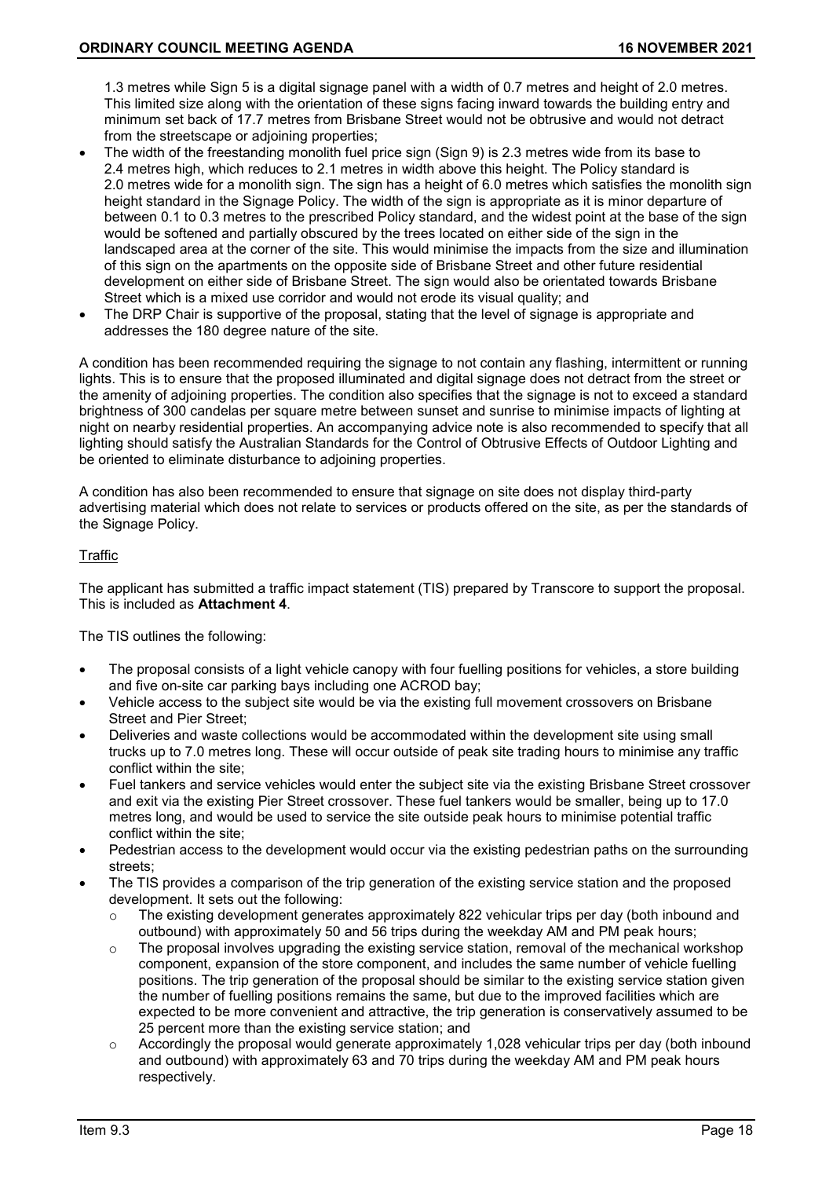1.3 metres while Sign 5 is a digital signage panel with a width of 0.7 metres and height of 2.0 metres. This limited size along with the orientation of these signs facing inward towards the building entry and minimum set back of 17.7 metres from Brisbane Street would not be obtrusive and would not detract from the streetscape or adjoining properties;

- The width of the freestanding monolith fuel price sign (Sign 9) is 2.3 metres wide from its base to 2.4 metres high, which reduces to 2.1 metres in width above this height. The Policy standard is 2.0 metres wide for a monolith sign. The sign has a height of 6.0 metres which satisfies the monolith sign height standard in the Signage Policy. The width of the sign is appropriate as it is minor departure of between 0.1 to 0.3 metres to the prescribed Policy standard, and the widest point at the base of the sign would be softened and partially obscured by the trees located on either side of the sign in the landscaped area at the corner of the site. This would minimise the impacts from the size and illumination of this sign on the apartments on the opposite side of Brisbane Street and other future residential development on either side of Brisbane Street. The sign would also be orientated towards Brisbane Street which is a mixed use corridor and would not erode its visual quality; and
- The DRP Chair is supportive of the proposal, stating that the level of signage is appropriate and addresses the 180 degree nature of the site.

A condition has been recommended requiring the signage to not contain any flashing, intermittent or running lights. This is to ensure that the proposed illuminated and digital signage does not detract from the street or the amenity of adjoining properties. The condition also specifies that the signage is not to exceed a standard brightness of 300 candelas per square metre between sunset and sunrise to minimise impacts of lighting at night on nearby residential properties. An accompanying advice note is also recommended to specify that all lighting should satisfy the Australian Standards for the Control of Obtrusive Effects of Outdoor Lighting and be oriented to eliminate disturbance to adjoining properties.

A condition has also been recommended to ensure that signage on site does not display third-party advertising material which does not relate to services or products offered on the site, as per the standards of the Signage Policy.

Traffic

The applicant has submitted a traffic impact statement (TIS) prepared by Transcore to support the proposal. This is included as **Attachment 4**.

The TIS outlines the following:

- The proposal consists of a light vehicle canopy with four fuelling positions for vehicles, a store building and five on-site car parking bays including one ACROD bay;
- Vehicle access to the subject site would be via the existing full movement crossovers on Brisbane Street and Pier Street;
- Deliveries and waste collections would be accommodated within the development site using small trucks up to 7.0 metres long. These will occur outside of peak site trading hours to minimise any traffic conflict within the site;
- Fuel tankers and service vehicles would enter the subject site via the existing Brisbane Street crossover and exit via the existing Pier Street crossover. These fuel tankers would be smaller, being up to 17.0 metres long, and would be used to service the site outside peak hours to minimise potential traffic conflict within the site;
- Pedestrian access to the development would occur via the existing pedestrian paths on the surrounding streets;
- The TIS provides a comparison of the trip generation of the existing service station and the proposed development. It sets out the following:
  - The existing development generates approximately 822 vehicular trips per day (both inbound and outbound) with approximately 50 and 56 trips during the weekday AM and PM peak hours;
  - The proposal involves upgrading the existing service station, removal of the mechanical workshop component, expansion of the store component, and includes the same number of vehicle fuelling positions. The trip generation of the proposal should be similar to the existing service station given the number of fuelling positions remains the same, but due to the improved facilities which are expected to be more convenient and attractive, the trip generation is conservatively assumed to be 25 percent more than the existing service station; and
  - Accordingly the proposal would generate approximately 1,028 vehicular trips per day (both inbound and outbound) with approximately 63 and 70 trips during the weekday AM and PM peak hours respectively.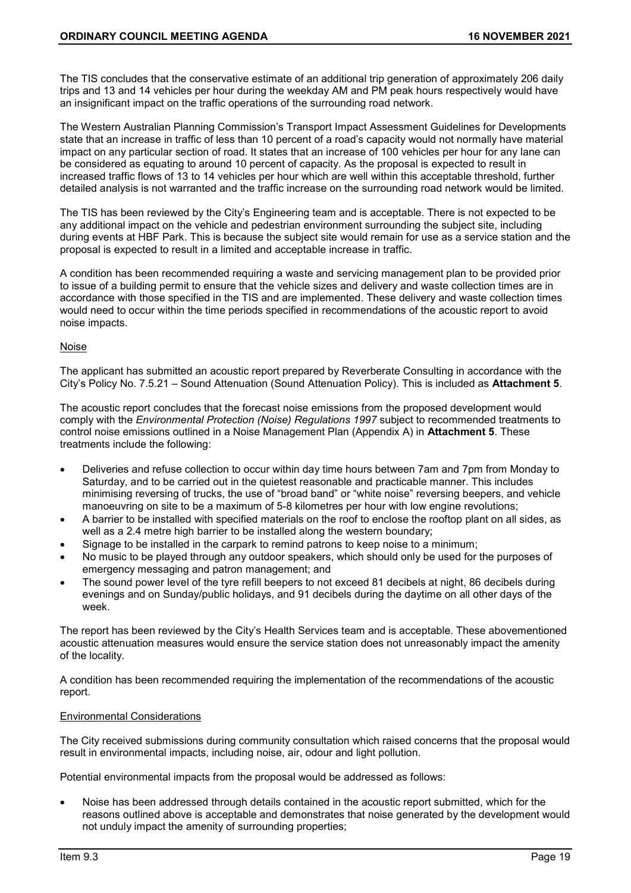The TIS concludes that the conservative estimate of an additional trip generation of approximately 206 daily trips and 13 and 14 vehicles per hour during the weekday AM and PM peak hours respectively would have an insignificant impact on the traffic operations of the surrounding road network.

The Western Australian Planning Commission's Transport Impact Assessment Guidelines for Developments state that an increase in traffic of less than 10 percent of a road's capacity would not normally have material impact on any particular section of road. It states that an increase of 100 vehicles per hour for any lane can be considered as equating to around 10 percent of capacity. As the proposal is expected to result in increased traffic flows of 13 to 14 vehicles per hour which are well within this acceptable threshold, further detailed analysis is not warranted and the traffic increase on the surrounding road network would be limited.

The TIS has been reviewed by the City's Engineering team and is acceptable. There is not expected to be any additional impact on the vehicle and pedestrian environment surrounding the subject site, including during events at HBF Park. This is because the subject site would remain for use as a service station and the proposal is expected to result in a limited and acceptable increase in traffic.

A condition has been recommended requiring a waste and servicing management plan to be provided prior to issue of a building permit to ensure that the vehicle sizes and delivery and waste collection times are in accordance with those specified in the TIS and are implemented. These delivery and waste collection times would need to occur within the time periods specified in recommendations of the acoustic report to avoid noise impacts.

Noise

The applicant has submitted an acoustic report prepared by Reverberate Consulting in accordance with the City's Policy No. 7.5.21 – Sound Attenuation (Sound Attenuation Policy). This is included as **Attachment 5**.

The acoustic report concludes that the forecast noise emissions from the proposed development would comply with the *Environmental Protection (Noise) Regulations 1997* subject to recommended treatments to control noise emissions outlined in a Noise Management Plan (Appendix A) in **Attachment 5**. These treatments include the following:

- Deliveries and refuse collection to occur within day time hours between 7am and 7pm from Monday to Saturday, and to be carried out in the quietest reasonable and practicable manner. This includes minimising reversing of trucks, the use of "broad band" or "white noise" reversing beepers, and vehicle manoeuvring on site to be a maximum of 5-8 kilometres per hour with low engine revolutions;
- A barrier to be installed with specified materials on the roof to enclose the rooftop plant on all sides, as well as a 2.4 metre high barrier to be installed along the western boundary;
- Signage to be installed in the carpark to remind patrons to keep noise to a minimum;
- No music to be played through any outdoor speakers, which should only be used for the purposes of emergency messaging and patron management; and
- The sound power level of the tyre refill beepers to not exceed 81 decibels at night, 86 decibels during evenings and on Sunday/public holidays, and 91 decibels during the daytime on all other days of the week.

The report has been reviewed by the City's Health Services team and is acceptable. These abovementioned acoustic attenuation measures would ensure the service station does not unreasonably impact the amenity of the locality.

A condition has been recommended requiring the implementation of the recommendations of the acoustic report.

Environmental Considerations

The City received submissions during community consultation which raised concerns that the proposal would result in environmental impacts, including noise, air, odour and light pollution.

Potential environmental impacts from the proposal would be addressed as follows:

- Noise has been addressed through details contained in the acoustic report submitted, which for the reasons outlined above is acceptable and demonstrates that noise generated by the development would not unduly impact the amenity of surrounding properties;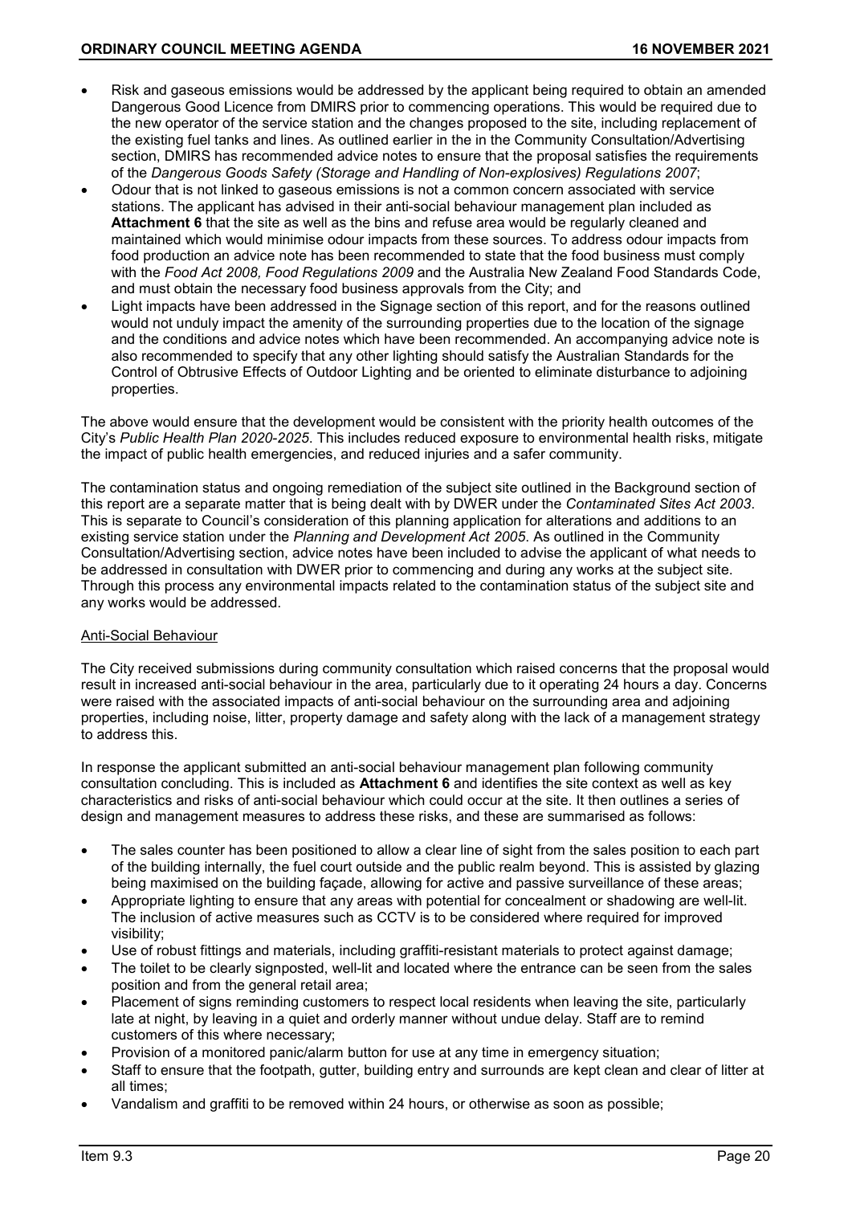- Risk and gaseous emissions would be addressed by the applicant being required to obtain an amended Dangerous Good Licence from DMIRS prior to commencing operations. This would be required due to the new operator of the service station and the changes proposed to the site, including replacement of the existing fuel tanks and lines. As outlined earlier in the in the Community Consultation/Advertising section, DMIRS has recommended advice notes to ensure that the proposal satisfies the requirements of the *Dangerous Goods Safety (Storage and Handling of Non-explosives) Regulations 2007*;
- Odour that is not linked to gaseous emissions is not a common concern associated with service stations. The applicant has advised in their anti-social behaviour management plan included as **Attachment 6** that the site as well as the bins and refuse area would be regularly cleaned and maintained which would minimise odour impacts from these sources. To address odour impacts from food production an advice note has been recommended to state that the food business must comply with the *Food Act 2008, Food Regulations 2009* and the Australia New Zealand Food Standards Code, and must obtain the necessary food business approvals from the City; and
- Light impacts have been addressed in the Signage section of this report, and for the reasons outlined would not unduly impact the amenity of the surrounding properties due to the location of the signage and the conditions and advice notes which have been recommended. An accompanying advice note is also recommended to specify that any other lighting should satisfy the Australian Standards for the Control of Obtrusive Effects of Outdoor Lighting and be oriented to eliminate disturbance to adjoining properties.

The above would ensure that the development would be consistent with the priority health outcomes of the City's *Public Health Plan 2020-2025*. This includes reduced exposure to environmental health risks, mitigate the impact of public health emergencies, and reduced injuries and a safer community.

The contamination status and ongoing remediation of the subject site outlined in the Background section of this report are a separate matter that is being dealt with by DWER under the *Contaminated Sites Act 2003*. This is separate to Council's consideration of this planning application for alterations and additions to an existing service station under the *Planning and Development Act 2005*. As outlined in the Community Consultation/Advertising section, advice notes have been included to advise the applicant of what needs to be addressed in consultation with DWER prior to commencing and during any works at the subject site. Through this process any environmental impacts related to the contamination status of the subject site and any works would be addressed.

<u>Anti-Social Behaviour</u>

The City received submissions during community consultation which raised concerns that the proposal would result in increased anti-social behaviour in the area, particularly due to it operating 24 hours a day. Concerns were raised with the associated impacts of anti-social behaviour on the surrounding area and adjoining properties, including noise, litter, property damage and safety along with the lack of a management strategy to address this.

In response the applicant submitted an anti-social behaviour management plan following community consultation concluding. This is included as **Attachment 6** and identifies the site context as well as key characteristics and risks of anti-social behaviour which could occur at the site. It then outlines a series of design and management measures to address these risks, and these are summarised as follows:

- The sales counter has been positioned to allow a clear line of sight from the sales position to each part of the building internally, the fuel court outside and the public realm beyond. This is assisted by glazing being maximised on the building façade, allowing for active and passive surveillance of these areas;
- Appropriate lighting to ensure that any areas with potential for concealment or shadowing are well-lit. The inclusion of active measures such as CCTV is to be considered where required for improved visibility;
- Use of robust fittings and materials, including graffiti-resistant materials to protect against damage;
- The toilet to be clearly signposted, well-lit and located where the entrance can be seen from the sales position and from the general retail area;
- Placement of signs reminding customers to respect local residents when leaving the site, particularly late at night, by leaving in a quiet and orderly manner without undue delay. Staff are to remind customers of this where necessary;
- Provision of a monitored panic/alarm button for use at any time in emergency situation;
- Staff to ensure that the footpath, gutter, building entry and surrounds are kept clean and clear of litter at all times;
- Vandalism and graffiti to be removed within 24 hours, or otherwise as soon as possible;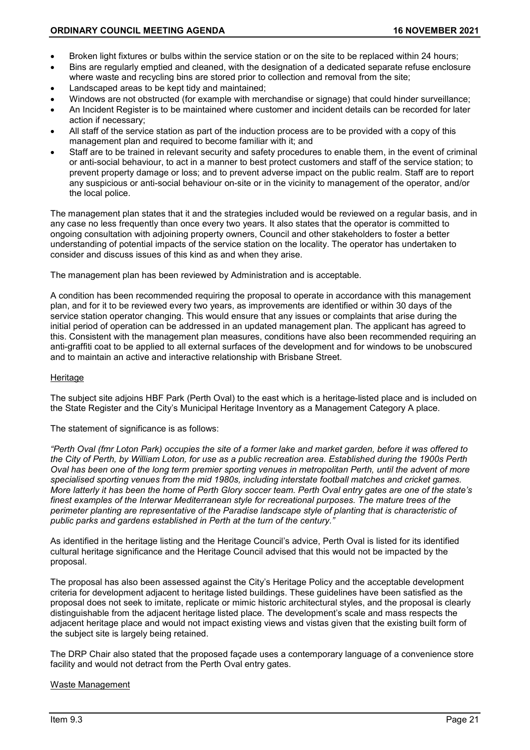- Broken light fixtures or bulbs within the service station or on the site to be replaced within 24 hours;
- Bins are regularly emptied and cleaned, with the designation of a dedicated separate refuse enclosure where waste and recycling bins are stored prior to collection and removal from the site;
- Landscaped areas to be kept tidy and maintained;
- Windows are not obstructed (for example with merchandise or signage) that could hinder surveillance;
- An Incident Register is to be maintained where customer and incident details can be recorded for later action if necessary;
- All staff of the service station as part of the induction process are to be provided with a copy of this management plan and required to become familiar with it; and
- Staff are to be trained in relevant security and safety procedures to enable them, in the event of criminal or anti-social behaviour, to act in a manner to best protect customers and staff of the service station; to prevent property damage or loss; and to prevent adverse impact on the public realm. Staff are to report any suspicious or anti-social behaviour on-site or in the vicinity to management of the operator, and/or the local police.

The management plan states that it and the strategies included would be reviewed on a regular basis, and in any case no less frequently than once every two years. It also states that the operator is committed to ongoing consultation with adjoining property owners, Council and other stakeholders to foster a better understanding of potential impacts of the service station on the locality. The operator has undertaken to consider and discuss issues of this kind as and when they arise.

The management plan has been reviewed by Administration and is acceptable.

A condition has been recommended requiring the proposal to operate in accordance with this management plan, and for it to be reviewed every two years, as improvements are identified or within 30 days of the service station operator changing. This would ensure that any issues or complaints that arise during the initial period of operation can be addressed in an updated management plan. The applicant has agreed to this. Consistent with the management plan measures, conditions have also been recommended requiring an anti-graffiti coat to be applied to all external surfaces of the development and for windows to be unobscured and to maintain an active and interactive relationship with Brisbane Street.

<u>Heritage</u>

The subject site adjoins HBF Park (Perth Oval) to the east which is a heritage-listed place and is included on the State Register and the City's Municipal Heritage Inventory as a Management Category A place.

The statement of significance is as follows:

*"Perth Oval (fmr Loton Park) occupies the site of a former lake and market garden, before it was offered to the City of Perth, by William Loton, for use as a public recreation area. Established during the 1900s Perth Oval has been one of the long term premier sporting venues in metropolitan Perth, until the advent of more specialised sporting venues from the mid 1980s, including interstate football matches and cricket games. More latterly it has been the home of Perth Glory soccer team. Perth Oval entry gates are one of the state's finest examples of the Interwar Mediterranean style for recreational purposes. The mature trees of the perimeter planting are representative of the Paradise landscape style of planting that is characteristic of public parks and gardens established in Perth at the turn of the century."*

As identified in the heritage listing and the Heritage Council's advice, Perth Oval is listed for its identified cultural heritage significance and the Heritage Council advised that this would not be impacted by the proposal.

The proposal has also been assessed against the City's Heritage Policy and the acceptable development criteria for development adjacent to heritage listed buildings. These guidelines have been satisfied as the proposal does not seek to imitate, replicate or mimic historic architectural styles, and the proposal is clearly distinguishable from the adjacent heritage listed place. The development's scale and mass respects the adjacent heritage place and would not impact existing views and vistas given that the existing built form of the subject site is largely being retained.

The DRP Chair also stated that the proposed façade uses a contemporary language of a convenience store facility and would not detract from the Perth Oval entry gates.

<u>Waste Management</u>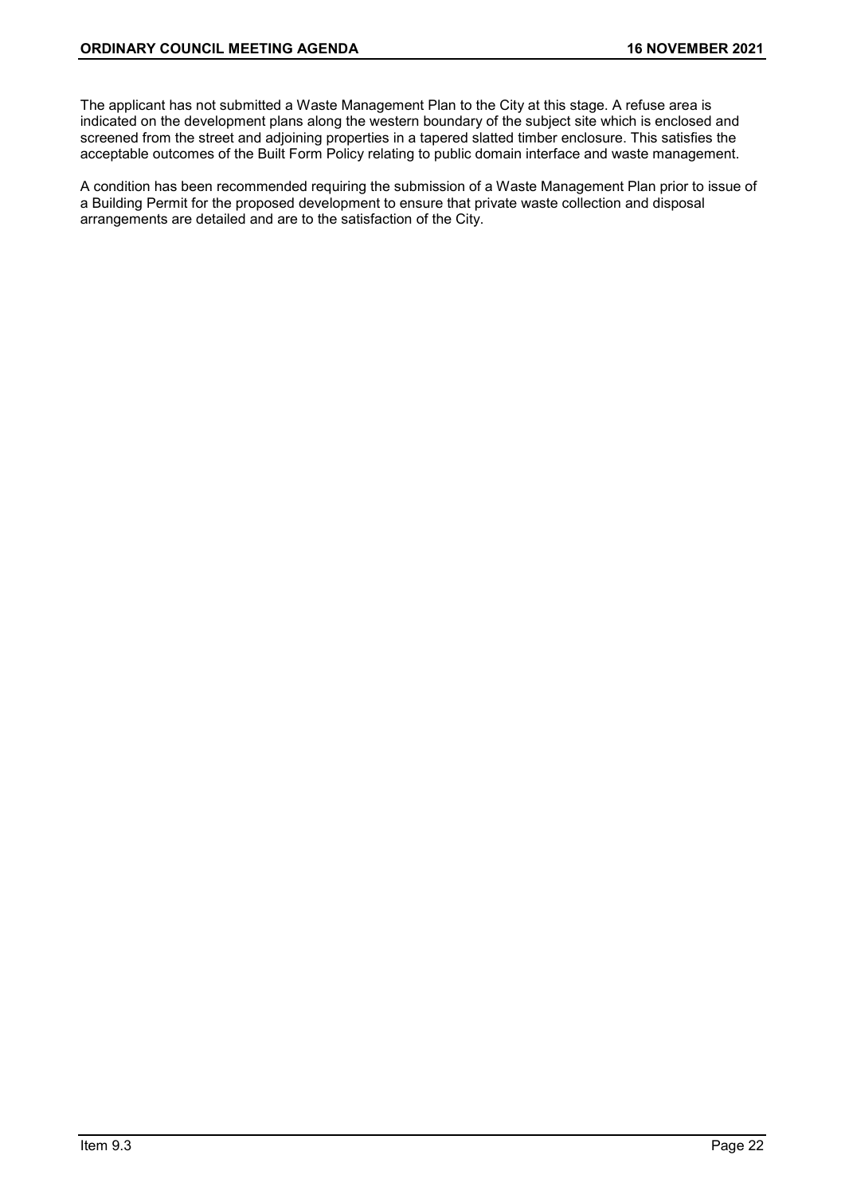The applicant has not submitted a Waste Management Plan to the City at this stage. A refuse area is indicated on the development plans along the western boundary of the subject site which is enclosed and screened from the street and adjoining properties in a tapered slatted timber enclosure. This satisfies the acceptable outcomes of the Built Form Policy relating to public domain interface and waste management.

A condition has been recommended requiring the submission of a Waste Management Plan prior to issue of a Building Permit for the proposed development to ensure that private waste collection and disposal arrangements are detailed and are to the satisfaction of the City.